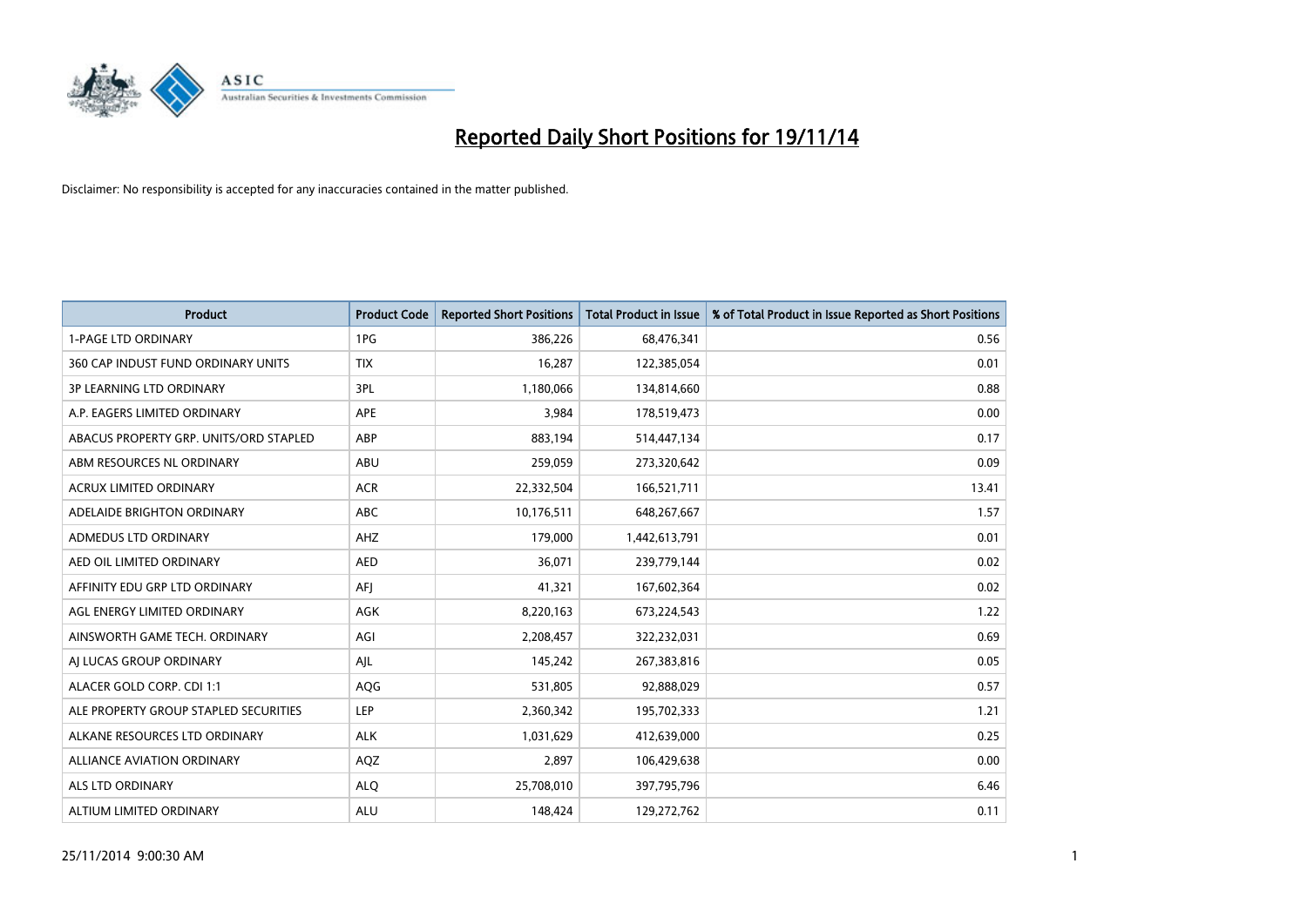# Reported Daily Short Positions for 19/11/14

Disclaimer: No responsibility is accepted for any inaccuracies contained in the matter published.

| Product | Product Code | Reported Short Positions | Total Product in Issue | % of Total Product in Issue Reported as Short Positions |
|---|---|---|---|---|
| 1-PAGE LTD ORDINARY | 1PG | 386,226 | 68,476,341 | 0.56 |
| 360 CAP INDUST FUND ORDINARY UNITS | TIX | 16,287 | 122,385,054 | 0.01 |
| 3P LEARNING LTD ORDINARY | 3PL | 1,180,066 | 134,814,660 | 0.88 |
| A.P. EAGERS LIMITED ORDINARY | APE | 3,984 | 178,519,473 | 0.00 |
| ABACUS PROPERTY GRP. UNITS/ORD STAPLED | ABP | 883,194 | 514,447,134 | 0.17 |
| ABM RESOURCES NL ORDINARY | ABU | 259,059 | 273,320,642 | 0.09 |
| ACRUX LIMITED ORDINARY | ACR | 22,332,504 | 166,521,711 | 13.41 |
| ADELAIDE BRIGHTON ORDINARY | ABC | 10,176,511 | 648,267,667 | 1.57 |
| ADMEDUS LTD ORDINARY | AHZ | 179,000 | 1,442,613,791 | 0.01 |
| AED OIL LIMITED ORDINARY | AED | 36,071 | 239,779,144 | 0.02 |
| AFFINITY EDU GRP LTD ORDINARY | AFJ | 41,321 | 167,602,364 | 0.02 |
| AGL ENERGY LIMITED ORDINARY | AGK | 8,220,163 | 673,224,543 | 1.22 |
| AINSWORTH GAME TECH. ORDINARY | AGI | 2,208,457 | 322,232,031 | 0.69 |
| AJ LUCAS GROUP ORDINARY | AJL | 145,242 | 267,383,816 | 0.05 |
| ALACER GOLD CORP. CDI 1:1 | AQG | 531,805 | 92,888,029 | 0.57 |
| ALE PROPERTY GROUP STAPLED SECURITIES | LEP | 2,360,342 | 195,702,333 | 1.21 |
| ALKANE RESOURCES LTD ORDINARY | ALK | 1,031,629 | 412,639,000 | 0.25 |
| ALLIANCE AVIATION ORDINARY | AQZ | 2,897 | 106,429,638 | 0.00 |
| ALS LTD ORDINARY | ALQ | 25,708,010 | 397,795,796 | 6.46 |
| ALTIUM LIMITED ORDINARY | ALU | 148,424 | 129,272,762 | 0.11 |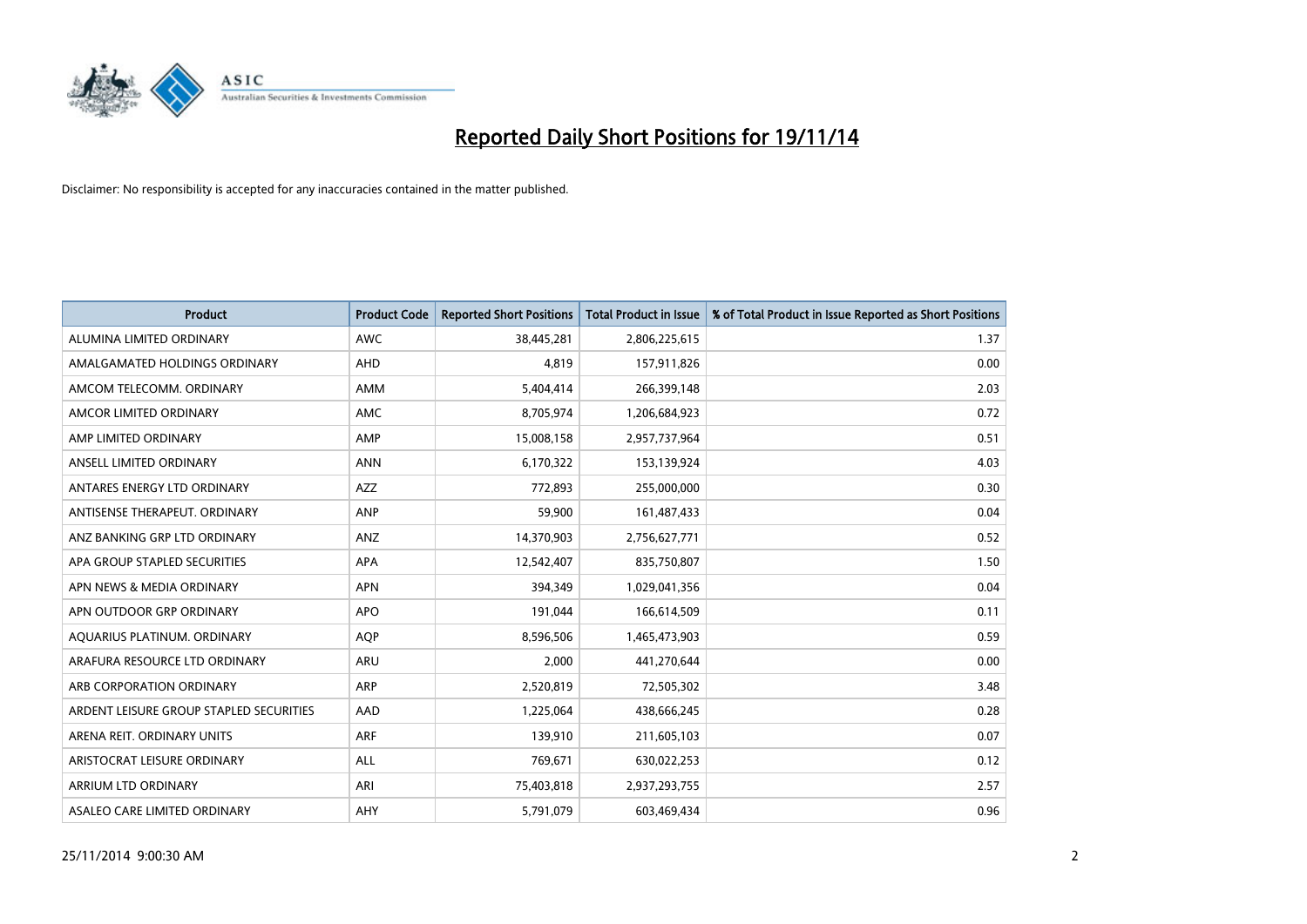# Reported Daily Short Positions for 19/11/14

Disclaimer: No responsibility is accepted for any inaccuracies contained in the matter published.

| Product | Product Code | Reported Short Positions | Total Product in Issue | % of Total Product in Issue Reported as Short Positions |
|---|---|---|---|---|
| ALUMINA LIMITED ORDINARY | AWC | 38,445,281 | 2,806,225,615 | 1.37 |
| AMALGAMATED HOLDINGS ORDINARY | AHD | 4,819 | 157,911,826 | 0.00 |
| AMCOM TELECOMM. ORDINARY | AMM | 5,404,414 | 266,399,148 | 2.03 |
| AMCOR LIMITED ORDINARY | AMC | 8,705,974 | 1,206,684,923 | 0.72 |
| AMP LIMITED ORDINARY | AMP | 15,008,158 | 2,957,737,964 | 0.51 |
| ANSELL LIMITED ORDINARY | ANN | 6,170,322 | 153,139,924 | 4.03 |
| ANTARES ENERGY LTD ORDINARY | AZZ | 772,893 | 255,000,000 | 0.30 |
| ANTISENSE THERAPEUT. ORDINARY | ANP | 59,900 | 161,487,433 | 0.04 |
| ANZ BANKING GRP LTD ORDINARY | ANZ | 14,370,903 | 2,756,627,771 | 0.52 |
| APA GROUP STAPLED SECURITIES | APA | 12,542,407 | 835,750,807 | 1.50 |
| APN NEWS & MEDIA ORDINARY | APN | 394,349 | 1,029,041,356 | 0.04 |
| APN OUTDOOR GRP ORDINARY | APO | 191,044 | 166,614,509 | 0.11 |
| AQUARIUS PLATINUM. ORDINARY | AQP | 8,596,506 | 1,465,473,903 | 0.59 |
| ARAFURA RESOURCE LTD ORDINARY | ARU | 2,000 | 441,270,644 | 0.00 |
| ARB CORPORATION ORDINARY | ARP | 2,520,819 | 72,505,302 | 3.48 |
| ARDENT LEISURE GROUP STAPLED SECURITIES | AAD | 1,225,064 | 438,666,245 | 0.28 |
| ARENA REIT. ORDINARY UNITS | ARF | 139,910 | 211,605,103 | 0.07 |
| ARISTOCRAT LEISURE ORDINARY | ALL | 769,671 | 630,022,253 | 0.12 |
| ARRIUM LTD ORDINARY | ARI | 75,403,818 | 2,937,293,755 | 2.57 |
| ASALEO CARE LIMITED ORDINARY | AHY | 5,791,079 | 603,469,434 | 0.96 |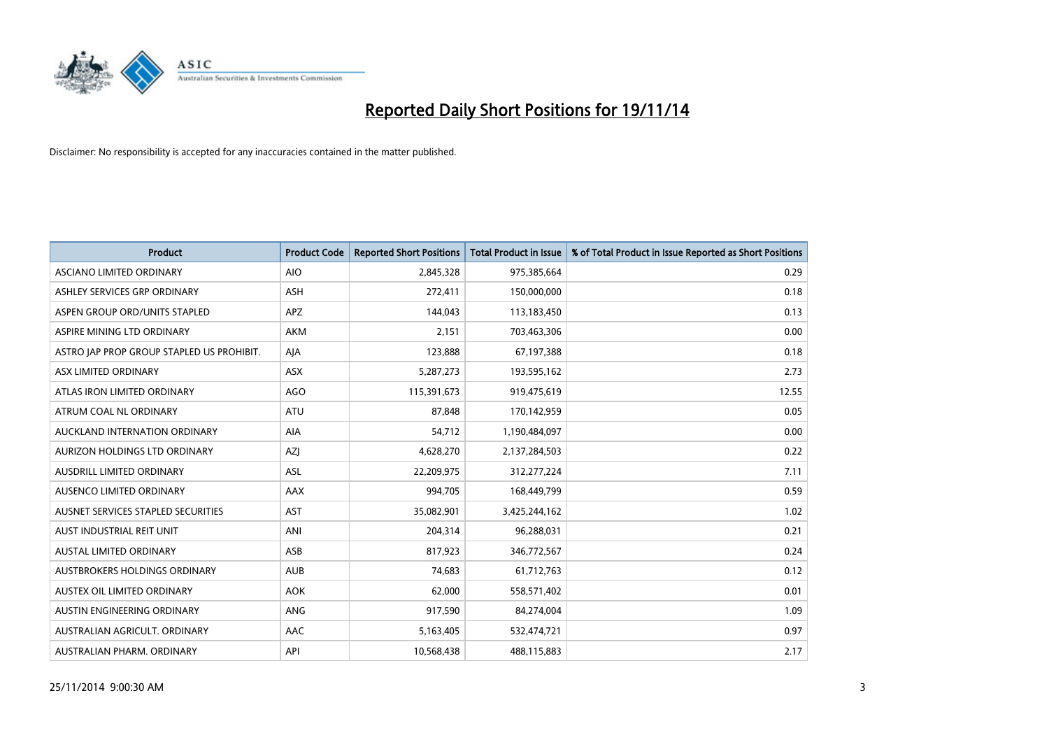# Reported Daily Short Positions for 19/11/14

Disclaimer: No responsibility is accepted for any inaccuracies contained in the matter published.

| Product | Product Code | Reported Short Positions | Total Product in Issue | % of Total Product in Issue Reported as Short Positions |
|---|---|---|---|---|
| ASCIANO LIMITED ORDINARY | AIO | 2,845,328 | 975,385,664 | 0.29 |
| ASHLEY SERVICES GRP ORDINARY | ASH | 272,411 | 150,000,000 | 0.18 |
| ASPEN GROUP ORD/UNITS STAPLED | APZ | 144,043 | 113,183,450 | 0.13 |
| ASPIRE MINING LTD ORDINARY | AKM | 2,151 | 703,463,306 | 0.00 |
| ASTRO JAP PROP GROUP STAPLED US PROHIBIT. | AJA | 123,888 | 67,197,388 | 0.18 |
| ASX LIMITED ORDINARY | ASX | 5,287,273 | 193,595,162 | 2.73 |
| ATLAS IRON LIMITED ORDINARY | AGO | 115,391,673 | 919,475,619 | 12.55 |
| ATRUM COAL NL ORDINARY | ATU | 87,848 | 170,142,959 | 0.05 |
| AUCKLAND INTERNATION ORDINARY | AIA | 54,712 | 1,190,484,097 | 0.00 |
| AURIZON HOLDINGS LTD ORDINARY | AZJ | 4,628,270 | 2,137,284,503 | 0.22 |
| AUSDRILL LIMITED ORDINARY | ASL | 22,209,975 | 312,277,224 | 7.11 |
| AUSENCO LIMITED ORDINARY | AAX | 994,705 | 168,449,799 | 0.59 |
| AUSNET SERVICES STAPLED SECURITIES | AST | 35,082,901 | 3,425,244,162 | 1.02 |
| AUST INDUSTRIAL REIT UNIT | ANI | 204,314 | 96,288,031 | 0.21 |
| AUSTAL LIMITED ORDINARY | ASB | 817,923 | 346,772,567 | 0.24 |
| AUSTBROKERS HOLDINGS ORDINARY | AUB | 74,683 | 61,712,763 | 0.12 |
| AUSTEX OIL LIMITED ORDINARY | AOK | 62,000 | 558,571,402 | 0.01 |
| AUSTIN ENGINEERING ORDINARY | ANG | 917,590 | 84,274,004 | 1.09 |
| AUSTRALIAN AGRICULT. ORDINARY | AAC | 5,163,405 | 532,474,721 | 0.97 |
| AUSTRALIAN PHARM. ORDINARY | API | 10,568,438 | 488,115,883 | 2.17 |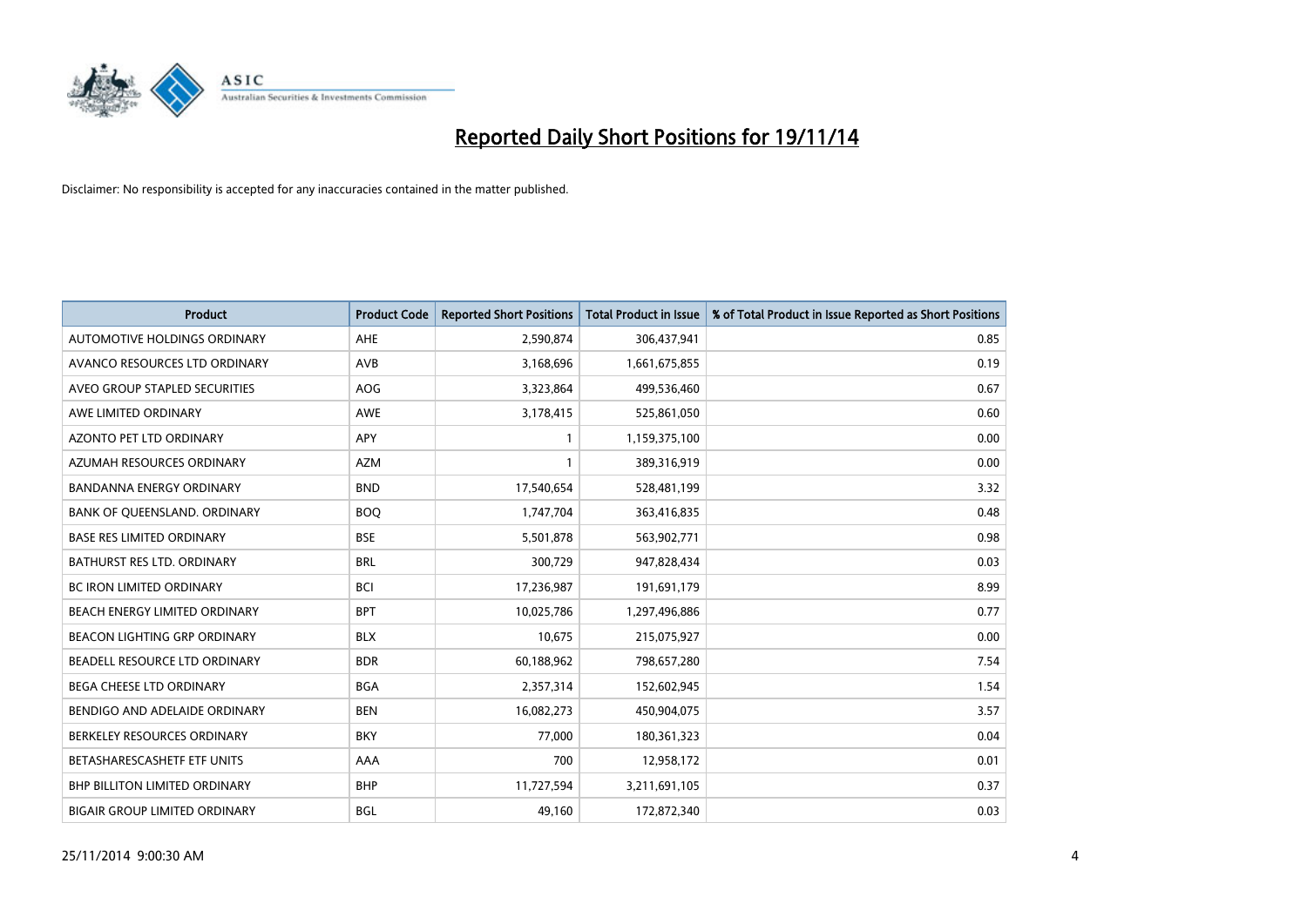# Reported Daily Short Positions for 19/11/14

Disclaimer: No responsibility is accepted for any inaccuracies contained in the matter published.

| Product | Product Code | Reported Short Positions | Total Product in Issue | % of Total Product in Issue Reported as Short Positions |
|---|---|---|---|---|
| AUTOMOTIVE HOLDINGS ORDINARY | AHE | 2,590,874 | 306,437,941 | 0.85 |
| AVANCO RESOURCES LTD ORDINARY | AVB | 3,168,696 | 1,661,675,855 | 0.19 |
| AVEO GROUP STAPLED SECURITIES | AOG | 3,323,864 | 499,536,460 | 0.67 |
| AWE LIMITED ORDINARY | AWE | 3,178,415 | 525,861,050 | 0.60 |
| AZONTO PET LTD ORDINARY | APY | 1 | 1,159,375,100 | 0.00 |
| AZUMAH RESOURCES ORDINARY | AZM | 1 | 389,316,919 | 0.00 |
| BANDANNA ENERGY ORDINARY | BND | 17,540,654 | 528,481,199 | 3.32 |
| BANK OF QUEENSLAND. ORDINARY | BOQ | 1,747,704 | 363,416,835 | 0.48 |
| BASE RES LIMITED ORDINARY | BSE | 5,501,878 | 563,902,771 | 0.98 |
| BATHURST RES LTD. ORDINARY | BRL | 300,729 | 947,828,434 | 0.03 |
| BC IRON LIMITED ORDINARY | BCI | 17,236,987 | 191,691,179 | 8.99 |
| BEACH ENERGY LIMITED ORDINARY | BPT | 10,025,786 | 1,297,496,886 | 0.77 |
| BEACON LIGHTING GRP ORDINARY | BLX | 10,675 | 215,075,927 | 0.00 |
| BEADELL RESOURCE LTD ORDINARY | BDR | 60,188,962 | 798,657,280 | 7.54 |
| BEGA CHEESE LTD ORDINARY | BGA | 2,357,314 | 152,602,945 | 1.54 |
| BENDIGO AND ADELAIDE ORDINARY | BEN | 16,082,273 | 450,904,075 | 3.57 |
| BERKELEY RESOURCES ORDINARY | BKY | 77,000 | 180,361,323 | 0.04 |
| BETASHARESCASHETF ETF UNITS | AAA | 700 | 12,958,172 | 0.01 |
| BHP BILLITON LIMITED ORDINARY | BHP | 11,727,594 | 3,211,691,105 | 0.37 |
| BIGAIR GROUP LIMITED ORDINARY | BGL | 49,160 | 172,872,340 | 0.03 |

25/11/2014 9:00:30 AM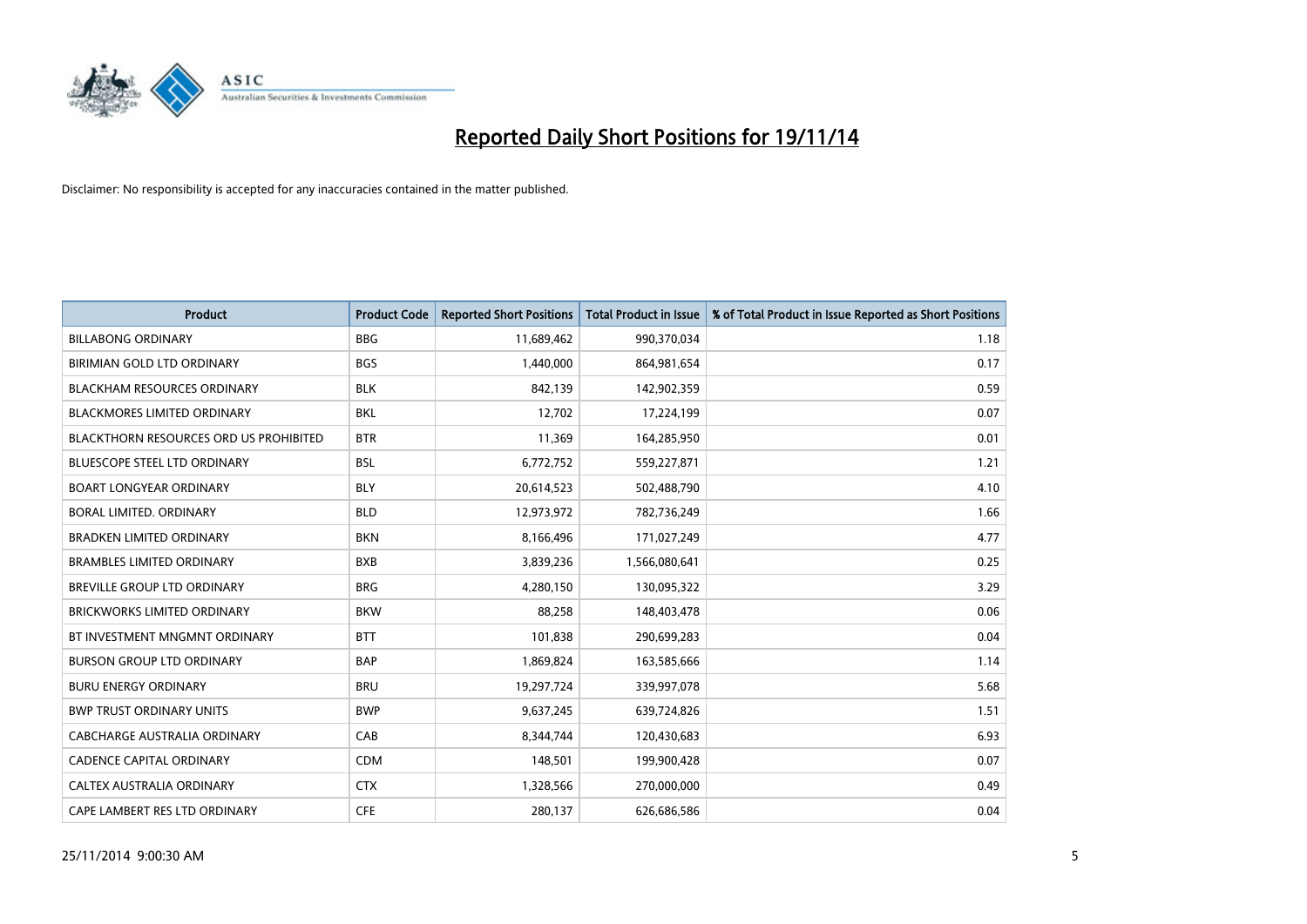# Reported Daily Short Positions for 19/11/14

Disclaimer: No responsibility is accepted for any inaccuracies contained in the matter published.

| Product | Product Code | Reported Short Positions | Total Product in Issue | % of Total Product in Issue Reported as Short Positions |
|---|---|---|---|---|
| BILLABONG ORDINARY | BBG | 11,689,462 | 990,370,034 | 1.18 |
| BIRIMIAN GOLD LTD ORDINARY | BGS | 1,440,000 | 864,981,654 | 0.17 |
| BLACKHAM RESOURCES ORDINARY | BLK | 842,139 | 142,902,359 | 0.59 |
| BLACKMORES LIMITED ORDINARY | BKL | 12,702 | 17,224,199 | 0.07 |
| BLACKTHORN RESOURCES ORD US PROHIBITED | BTR | 11,369 | 164,285,950 | 0.01 |
| BLUESCOPE STEEL LTD ORDINARY | BSL | 6,772,752 | 559,227,871 | 1.21 |
| BOART LONGYEAR ORDINARY | BLY | 20,614,523 | 502,488,790 | 4.10 |
| BORAL LIMITED. ORDINARY | BLD | 12,973,972 | 782,736,249 | 1.66 |
| BRADKEN LIMITED ORDINARY | BKN | 8,166,496 | 171,027,249 | 4.77 |
| BRAMBLES LIMITED ORDINARY | BXB | 3,839,236 | 1,566,080,641 | 0.25 |
| BREVILLE GROUP LTD ORDINARY | BRG | 4,280,150 | 130,095,322 | 3.29 |
| BRICKWORKS LIMITED ORDINARY | BKW | 88,258 | 148,403,478 | 0.06 |
| BT INVESTMENT MNGMNT ORDINARY | BTT | 101,838 | 290,699,283 | 0.04 |
| BURSON GROUP LTD ORDINARY | BAP | 1,869,824 | 163,585,666 | 1.14 |
| BURU ENERGY ORDINARY | BRU | 19,297,724 | 339,997,078 | 5.68 |
| BWP TRUST ORDINARY UNITS | BWP | 9,637,245 | 639,724,826 | 1.51 |
| CABCHARGE AUSTRALIA ORDINARY | CAB | 8,344,744 | 120,430,683 | 6.93 |
| CADENCE CAPITAL ORDINARY | CDM | 148,501 | 199,900,428 | 0.07 |
| CALTEX AUSTRALIA ORDINARY | CTX | 1,328,566 | 270,000,000 | 0.49 |
| CAPE LAMBERT RES LTD ORDINARY | CFE | 280,137 | 626,686,586 | 0.04 |

25/11/2014 9:00:30 AM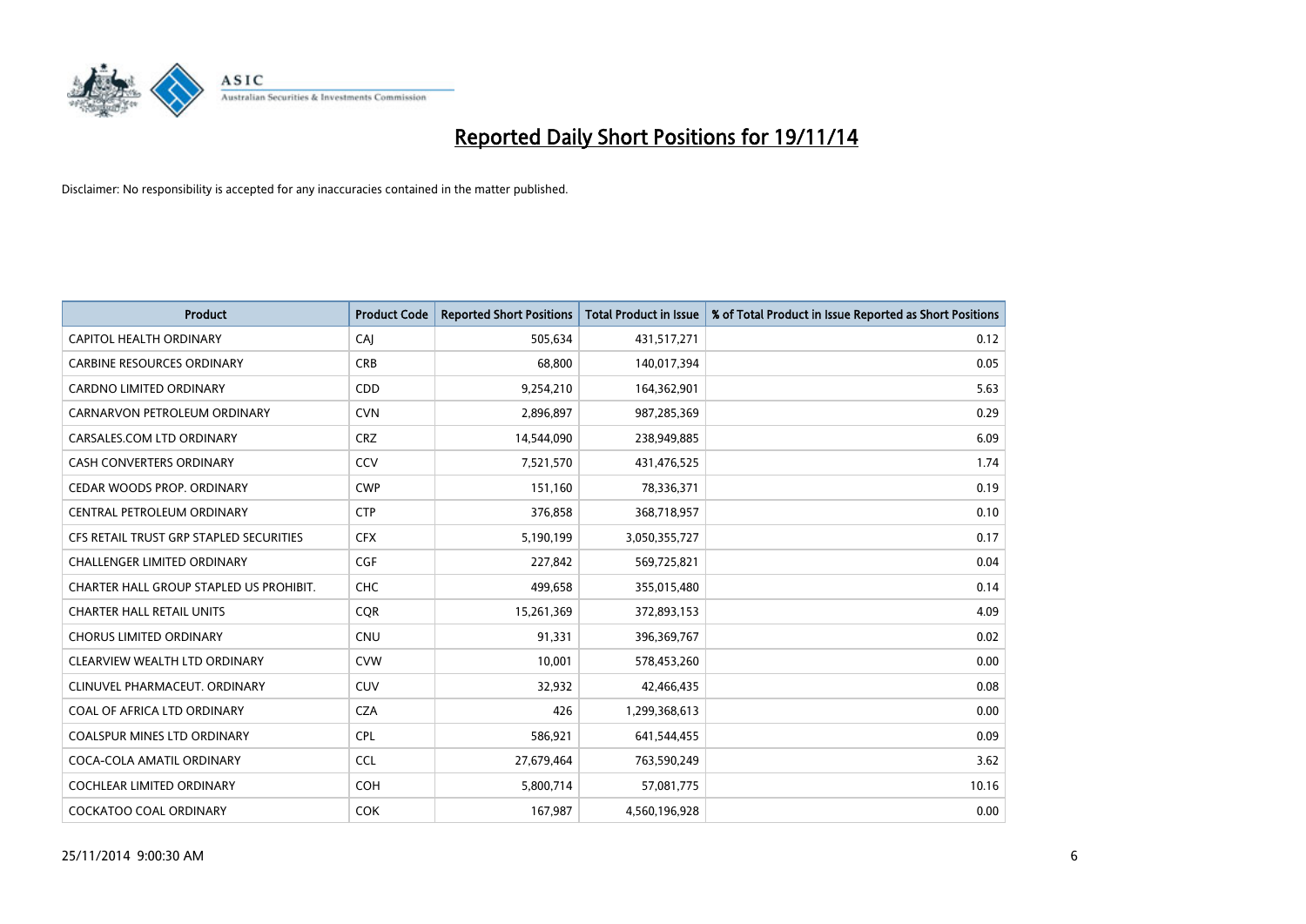# Reported Daily Short Positions for 19/11/14

Disclaimer: No responsibility is accepted for any inaccuracies contained in the matter published.

| Product | Product Code | Reported Short Positions | Total Product in Issue | % of Total Product in Issue Reported as Short Positions |
| --- | --- | --- | --- | --- |
| CAPITOL HEALTH ORDINARY | CAJ | 505,634 | 431,517,271 | 0.12 |
| CARBINE RESOURCES ORDINARY | CRB | 68,800 | 140,017,394 | 0.05 |
| CARDNO LIMITED ORDINARY | CDD | 9,254,210 | 164,362,901 | 5.63 |
| CARNARVON PETROLEUM ORDINARY | CVN | 2,896,897 | 987,285,369 | 0.29 |
| CARSALES.COM LTD ORDINARY | CRZ | 14,544,090 | 238,949,885 | 6.09 |
| CASH CONVERTERS ORDINARY | CCV | 7,521,570 | 431,476,525 | 1.74 |
| CEDAR WOODS PROP. ORDINARY | CWP | 151,160 | 78,336,371 | 0.19 |
| CENTRAL PETROLEUM ORDINARY | CTP | 376,858 | 368,718,957 | 0.10 |
| CFS RETAIL TRUST GRP STAPLED SECURITIES | CFX | 5,190,199 | 3,050,355,727 | 0.17 |
| CHALLENGER LIMITED ORDINARY | CGF | 227,842 | 569,725,821 | 0.04 |
| CHARTER HALL GROUP STAPLED US PROHIBIT. | CHC | 499,658 | 355,015,480 | 0.14 |
| CHARTER HALL RETAIL UNITS | CQR | 15,261,369 | 372,893,153 | 4.09 |
| CHORUS LIMITED ORDINARY | CNU | 91,331 | 396,369,767 | 0.02 |
| CLEARVIEW WEALTH LTD ORDINARY | CVW | 10,001 | 578,453,260 | 0.00 |
| CLINUVEL PHARMACEUT. ORDINARY | CUV | 32,932 | 42,466,435 | 0.08 |
| COAL OF AFRICA LTD ORDINARY | CZA | 426 | 1,299,368,613 | 0.00 |
| COALSPUR MINES LTD ORDINARY | CPL | 586,921 | 641,544,455 | 0.09 |
| COCA-COLA AMATIL ORDINARY | CCL | 27,679,464 | 763,590,249 | 3.62 |
| COCHLEAR LIMITED ORDINARY | COH | 5,800,714 | 57,081,775 | 10.16 |
| COCKATOO COAL ORDINARY | COK | 167,987 | 4,560,196,928 | 0.00 |

25/11/2014 9:00:30 AM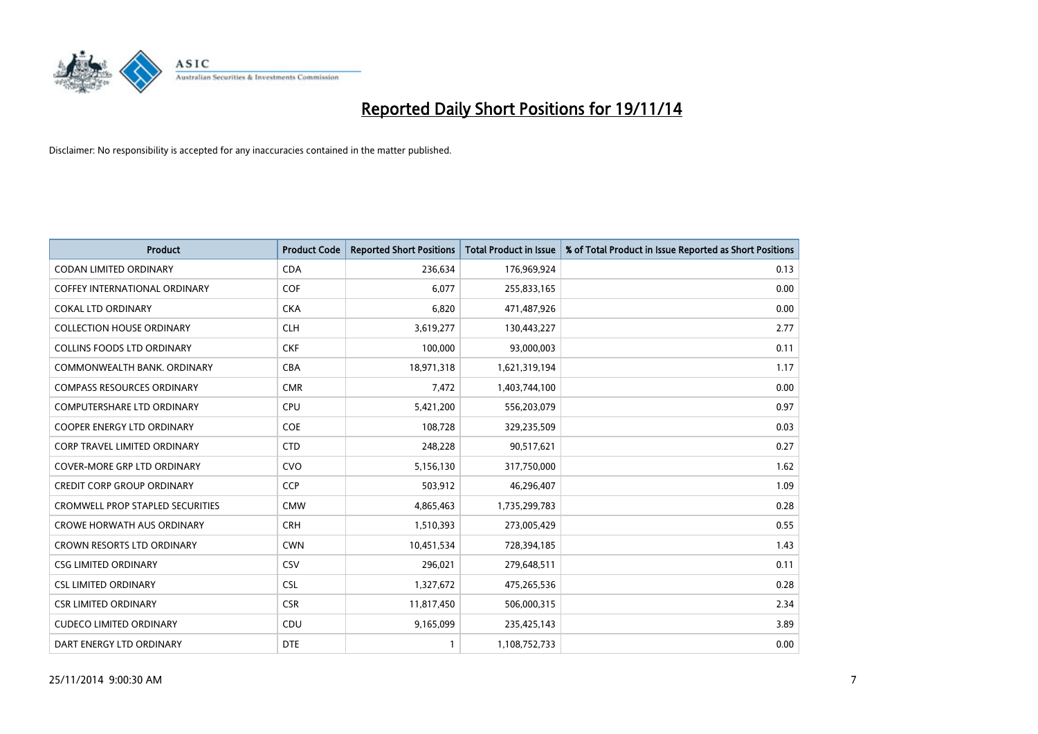# Reported Daily Short Positions for 19/11/14

Disclaimer: No responsibility is accepted for any inaccuracies contained in the matter published.

| Product | Product Code | Reported Short Positions | Total Product in Issue | % of Total Product in Issue Reported as Short Positions |
|---|---|---|---|---|
| CODAN LIMITED ORDINARY | CDA | 236,634 | 176,969,924 | 0.13 |
| COFFEY INTERNATIONAL ORDINARY | COF | 6,077 | 255,833,165 | 0.00 |
| COKAL LTD ORDINARY | CKA | 6,820 | 471,487,926 | 0.00 |
| COLLECTION HOUSE ORDINARY | CLH | 3,619,277 | 130,443,227 | 2.77 |
| COLLINS FOODS LTD ORDINARY | CKF | 100,000 | 93,000,003 | 0.11 |
| COMMONWEALTH BANK. ORDINARY | CBA | 18,971,318 | 1,621,319,194 | 1.17 |
| COMPASS RESOURCES ORDINARY | CMR | 7,472 | 1,403,744,100 | 0.00 |
| COMPUTERSHARE LTD ORDINARY | CPU | 5,421,200 | 556,203,079 | 0.97 |
| COOPER ENERGY LTD ORDINARY | COE | 108,728 | 329,235,509 | 0.03 |
| CORP TRAVEL LIMITED ORDINARY | CTD | 248,228 | 90,517,621 | 0.27 |
| COVER-MORE GRP LTD ORDINARY | CVO | 5,156,130 | 317,750,000 | 1.62 |
| CREDIT CORP GROUP ORDINARY | CCP | 503,912 | 46,296,407 | 1.09 |
| CROMWELL PROP STAPLED SECURITIES | CMW | 4,865,463 | 1,735,299,783 | 0.28 |
| CROWE HORWATH AUS ORDINARY | CRH | 1,510,393 | 273,005,429 | 0.55 |
| CROWN RESORTS LTD ORDINARY | CWN | 10,451,534 | 728,394,185 | 1.43 |
| CSG LIMITED ORDINARY | CSV | 296,021 | 279,648,511 | 0.11 |
| CSL LIMITED ORDINARY | CSL | 1,327,672 | 475,265,536 | 0.28 |
| CSR LIMITED ORDINARY | CSR | 11,817,450 | 506,000,315 | 2.34 |
| CUDECO LIMITED ORDINARY | CDU | 9,165,099 | 235,425,143 | 3.89 |
| DART ENERGY LTD ORDINARY | DTE | 1 | 1,108,752,733 | 0.00 |

25/11/2014 9:00:30 AM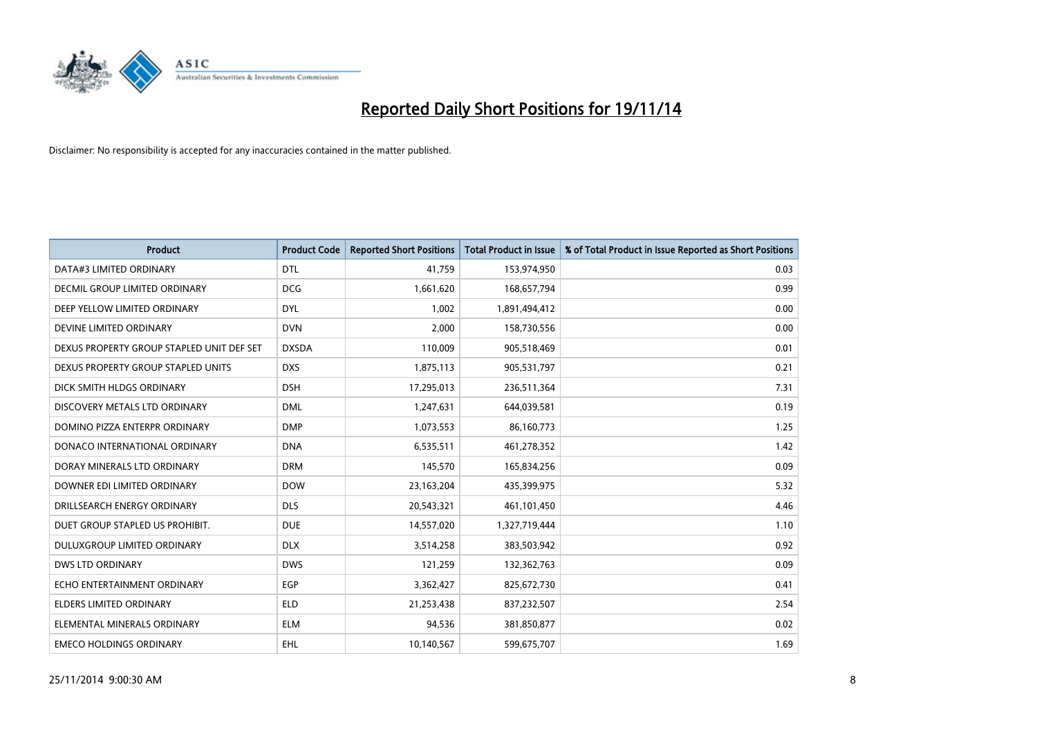# Reported Daily Short Positions for 19/11/14

Disclaimer: No responsibility is accepted for any inaccuracies contained in the matter published.

| Product | Product Code | Reported Short Positions | Total Product in Issue | % of Total Product in Issue Reported as Short Positions |
|---|---|---|---|---|
| DATA#3 LIMITED ORDINARY | DTL | 41,759 | 153,974,950 | 0.03 |
| DECMIL GROUP LIMITED ORDINARY | DCG | 1,661,620 | 168,657,794 | 0.99 |
| DEEP YELLOW LIMITED ORDINARY | DYL | 1,002 | 1,891,494,412 | 0.00 |
| DEVINE LIMITED ORDINARY | DVN | 2,000 | 158,730,556 | 0.00 |
| DEXUS PROPERTY GROUP STAPLED UNIT DEF SET | DXSDA | 110,009 | 905,518,469 | 0.01 |
| DEXUS PROPERTY GROUP STAPLED UNITS | DXS | 1,875,113 | 905,531,797 | 0.21 |
| DICK SMITH HLDGS ORDINARY | DSH | 17,295,013 | 236,511,364 | 7.31 |
| DISCOVERY METALS LTD ORDINARY | DML | 1,247,631 | 644,039,581 | 0.19 |
| DOMINO PIZZA ENTERPR ORDINARY | DMP | 1,073,553 | 86,160,773 | 1.25 |
| DONACO INTERNATIONAL ORDINARY | DNA | 6,535,511 | 461,278,352 | 1.42 |
| DORAY MINERALS LTD ORDINARY | DRM | 145,570 | 165,834,256 | 0.09 |
| DOWNER EDI LIMITED ORDINARY | DOW | 23,163,204 | 435,399,975 | 5.32 |
| DRILLSEARCH ENERGY ORDINARY | DLS | 20,543,321 | 461,101,450 | 4.46 |
| DUET GROUP STAPLED US PROHIBIT. | DUE | 14,557,020 | 1,327,719,444 | 1.10 |
| DULUXGROUP LIMITED ORDINARY | DLX | 3,514,258 | 383,503,942 | 0.92 |
| DWS LTD ORDINARY | DWS | 121,259 | 132,362,763 | 0.09 |
| ECHO ENTERTAINMENT ORDINARY | EGP | 3,362,427 | 825,672,730 | 0.41 |
| ELDERS LIMITED ORDINARY | ELD | 21,253,438 | 837,232,507 | 2.54 |
| ELEMENTAL MINERALS ORDINARY | ELM | 94,536 | 381,850,877 | 0.02 |
| EMECO HOLDINGS ORDINARY | EHL | 10,140,567 | 599,675,707 | 1.69 |

25/11/2014 9:00:30 AM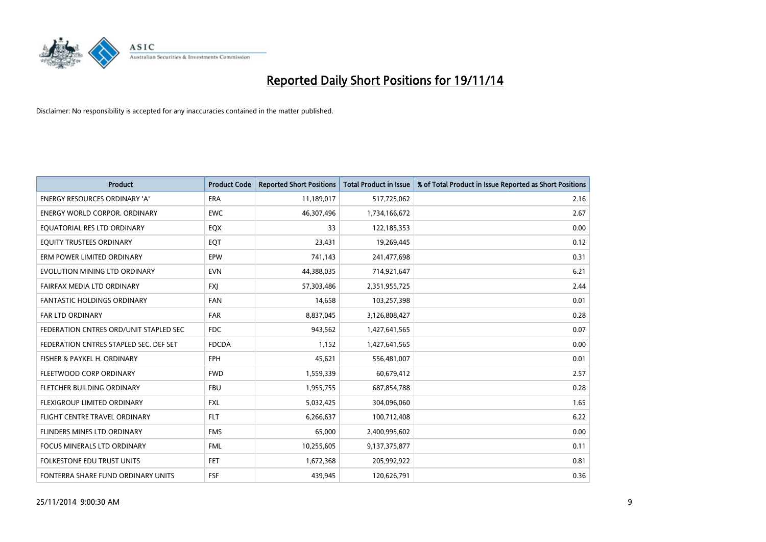# Reported Daily Short Positions for 19/11/14

Disclaimer: No responsibility is accepted for any inaccuracies contained in the matter published.

| Product | Product Code | Reported Short Positions | Total Product in Issue | % of Total Product in Issue Reported as Short Positions |
|---|---|---|---|---|
| ENERGY RESOURCES ORDINARY 'A' | ERA | 11,189,017 | 517,725,062 | 2.16 |
| ENERGY WORLD CORPOR. ORDINARY | EWC | 46,307,496 | 1,734,166,672 | 2.67 |
| EQUATORIAL RES LTD ORDINARY | EQX | 33 | 122,185,353 | 0.00 |
| EQUITY TRUSTEES ORDINARY | EQT | 23,431 | 19,269,445 | 0.12 |
| ERM POWER LIMITED ORDINARY | EPW | 741,143 | 241,477,698 | 0.31 |
| EVOLUTION MINING LTD ORDINARY | EVN | 44,388,035 | 714,921,647 | 6.21 |
| FAIRFAX MEDIA LTD ORDINARY | FXJ | 57,303,486 | 2,351,955,725 | 2.44 |
| FANTASTIC HOLDINGS ORDINARY | FAN | 14,658 | 103,257,398 | 0.01 |
| FAR LTD ORDINARY | FAR | 8,837,045 | 3,126,808,427 | 0.28 |
| FEDERATION CNTRES ORD/UNIT STAPLED SEC | FDC | 943,562 | 1,427,641,565 | 0.07 |
| FEDERATION CNTRES STAPLED SEC. DEF SET | FDCDA | 1,152 | 1,427,641,565 | 0.00 |
| FISHER & PAYKEL H. ORDINARY | FPH | 45,621 | 556,481,007 | 0.01 |
| FLEETWOOD CORP ORDINARY | FWD | 1,559,339 | 60,679,412 | 2.57 |
| FLETCHER BUILDING ORDINARY | FBU | 1,955,755 | 687,854,788 | 0.28 |
| FLEXIGROUP LIMITED ORDINARY | FXL | 5,032,425 | 304,096,060 | 1.65 |
| FLIGHT CENTRE TRAVEL ORDINARY | FLT | 6,266,637 | 100,712,408 | 6.22 |
| FLINDERS MINES LTD ORDINARY | FMS | 65,000 | 2,400,995,602 | 0.00 |
| FOCUS MINERALS LTD ORDINARY | FML | 10,255,605 | 9,137,375,877 | 0.11 |
| FOLKESTONE EDU TRUST UNITS | FET | 1,672,368 | 205,992,922 | 0.81 |
| FONTERRA SHARE FUND ORDINARY UNITS | FSF | 439,945 | 120,626,791 | 0.36 |

25/11/2014 9:00:30 AM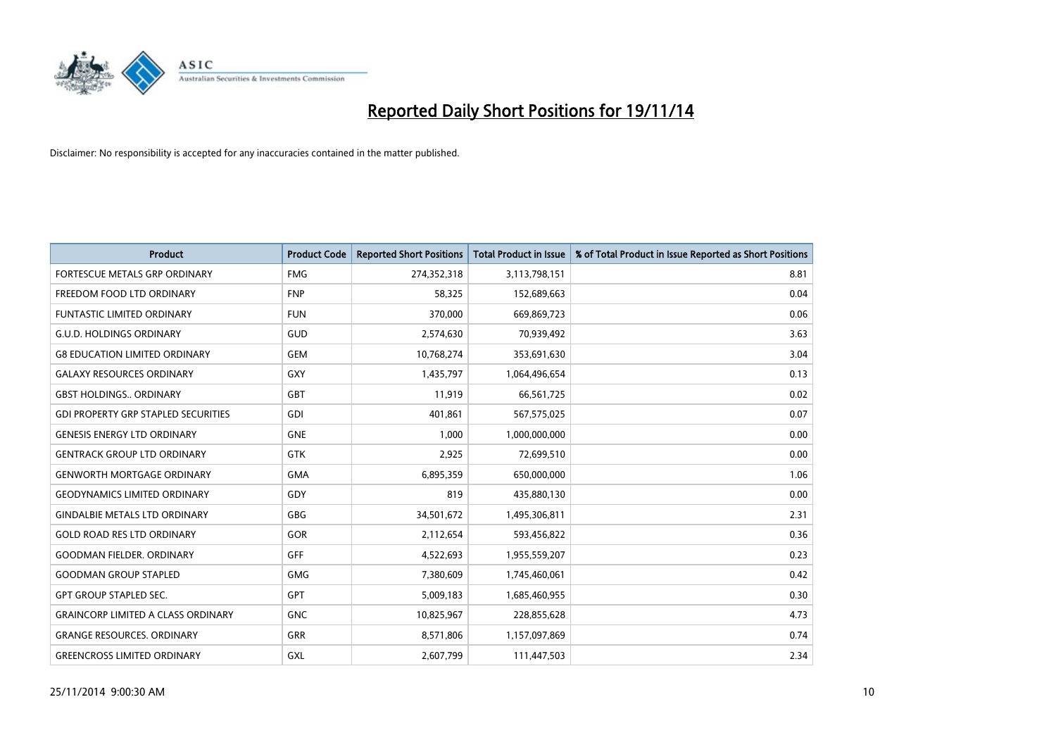# Reported Daily Short Positions for 19/11/14

Disclaimer: No responsibility is accepted for any inaccuracies contained in the matter published.

| Product | Product Code | Reported Short Positions | Total Product in Issue | % of Total Product in Issue Reported as Short Positions |
|---|---|---|---|---|
| FORTESCUE METALS GRP ORDINARY | FMG | 274,352,318 | 3,113,798,151 | 8.81 |
| FREEDOM FOOD LTD ORDINARY | FNP | 58,325 | 152,689,663 | 0.04 |
| FUNTASTIC LIMITED ORDINARY | FUN | 370,000 | 669,869,723 | 0.06 |
| G.U.D. HOLDINGS ORDINARY | GUD | 2,574,630 | 70,939,492 | 3.63 |
| G8 EDUCATION LIMITED ORDINARY | GEM | 10,768,274 | 353,691,630 | 3.04 |
| GALAXY RESOURCES ORDINARY | GXY | 1,435,797 | 1,064,496,654 | 0.13 |
| GBST HOLDINGS.. ORDINARY | GBT | 11,919 | 66,561,725 | 0.02 |
| GDI PROPERTY GRP STAPLED SECURITIES | GDI | 401,861 | 567,575,025 | 0.07 |
| GENESIS ENERGY LTD ORDINARY | GNE | 1,000 | 1,000,000,000 | 0.00 |
| GENTRACK GROUP LTD ORDINARY | GTK | 2,925 | 72,699,510 | 0.00 |
| GENWORTH MORTGAGE ORDINARY | GMA | 6,895,359 | 650,000,000 | 1.06 |
| GEODYNAMICS LIMITED ORDINARY | GDY | 819 | 435,880,130 | 0.00 |
| GINDALBIE METALS LTD ORDINARY | GBG | 34,501,672 | 1,495,306,811 | 2.31 |
| GOLD ROAD RES LTD ORDINARY | GOR | 2,112,654 | 593,456,822 | 0.36 |
| GOODMAN FIELDER. ORDINARY | GFF | 4,522,693 | 1,955,559,207 | 0.23 |
| GOODMAN GROUP STAPLED | GMG | 7,380,609 | 1,745,460,061 | 0.42 |
| GPT GROUP STAPLED SEC. | GPT | 5,009,183 | 1,685,460,955 | 0.30 |
| GRAINCORP LIMITED A CLASS ORDINARY | GNC | 10,825,967 | 228,855,628 | 4.73 |
| GRANGE RESOURCES. ORDINARY | GRR | 8,571,806 | 1,157,097,869 | 0.74 |
| GREENCROSS LIMITED ORDINARY | GXL | 2,607,799 | 111,447,503 | 2.34 |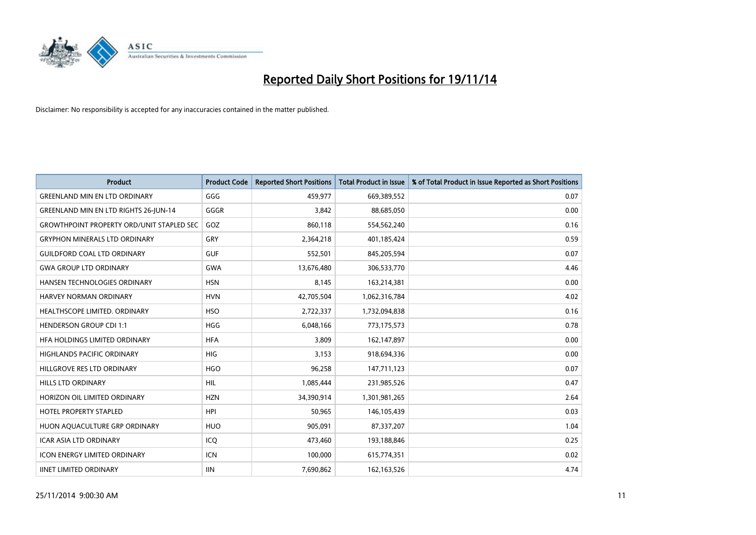# Reported Daily Short Positions for 19/11/14

Disclaimer: No responsibility is accepted for any inaccuracies contained in the matter published.

| Product | Product Code | Reported Short Positions | Total Product in Issue | % of Total Product in Issue Reported as Short Positions |
|---|---|---|---|---|
| GREENLAND MIN EN LTD ORDINARY | GGG | 459,977 | 669,389,552 | 0.07 |
| GREENLAND MIN EN LTD RIGHTS 26-JUN-14 | GGGR | 3,842 | 88,685,050 | 0.00 |
| GROWTHPOINT PROPERTY ORD/UNIT STAPLED SEC | GOZ | 860,118 | 554,562,240 | 0.16 |
| GRYPHON MINERALS LTD ORDINARY | GRY | 2,364,218 | 401,185,424 | 0.59 |
| GUILDFORD COAL LTD ORDINARY | GUF | 552,501 | 845,205,594 | 0.07 |
| GWA GROUP LTD ORDINARY | GWA | 13,676,480 | 306,533,770 | 4.46 |
| HANSEN TECHNOLOGIES ORDINARY | HSN | 8,145 | 163,214,381 | 0.00 |
| HARVEY NORMAN ORDINARY | HVN | 42,705,504 | 1,062,316,784 | 4.02 |
| HEALTHSCOPE LIMITED. ORDINARY | HSO | 2,722,337 | 1,732,094,838 | 0.16 |
| HENDERSON GROUP CDI 1:1 | HGG | 6,048,166 | 773,175,573 | 0.78 |
| HFA HOLDINGS LIMITED ORDINARY | HFA | 3,809 | 162,147,897 | 0.00 |
| HIGHLANDS PACIFIC ORDINARY | HIG | 3,153 | 918,694,336 | 0.00 |
| HILLGROVE RES LTD ORDINARY | HGO | 96,258 | 147,711,123 | 0.07 |
| HILLS LTD ORDINARY | HIL | 1,085,444 | 231,985,526 | 0.47 |
| HORIZON OIL LIMITED ORDINARY | HZN | 34,390,914 | 1,301,981,265 | 2.64 |
| HOTEL PROPERTY STAPLED | HPI | 50,965 | 146,105,439 | 0.03 |
| HUON AQUACULTURE GRP ORDINARY | HUO | 905,091 | 87,337,207 | 1.04 |
| ICAR ASIA LTD ORDINARY | ICQ | 473,460 | 193,188,846 | 0.25 |
| ICON ENERGY LIMITED ORDINARY | ICN | 100,000 | 615,774,351 | 0.02 |
| IINET LIMITED ORDINARY | IIN | 7,690,862 | 162,163,526 | 4.74 |

25/11/2014 9:00:30 AM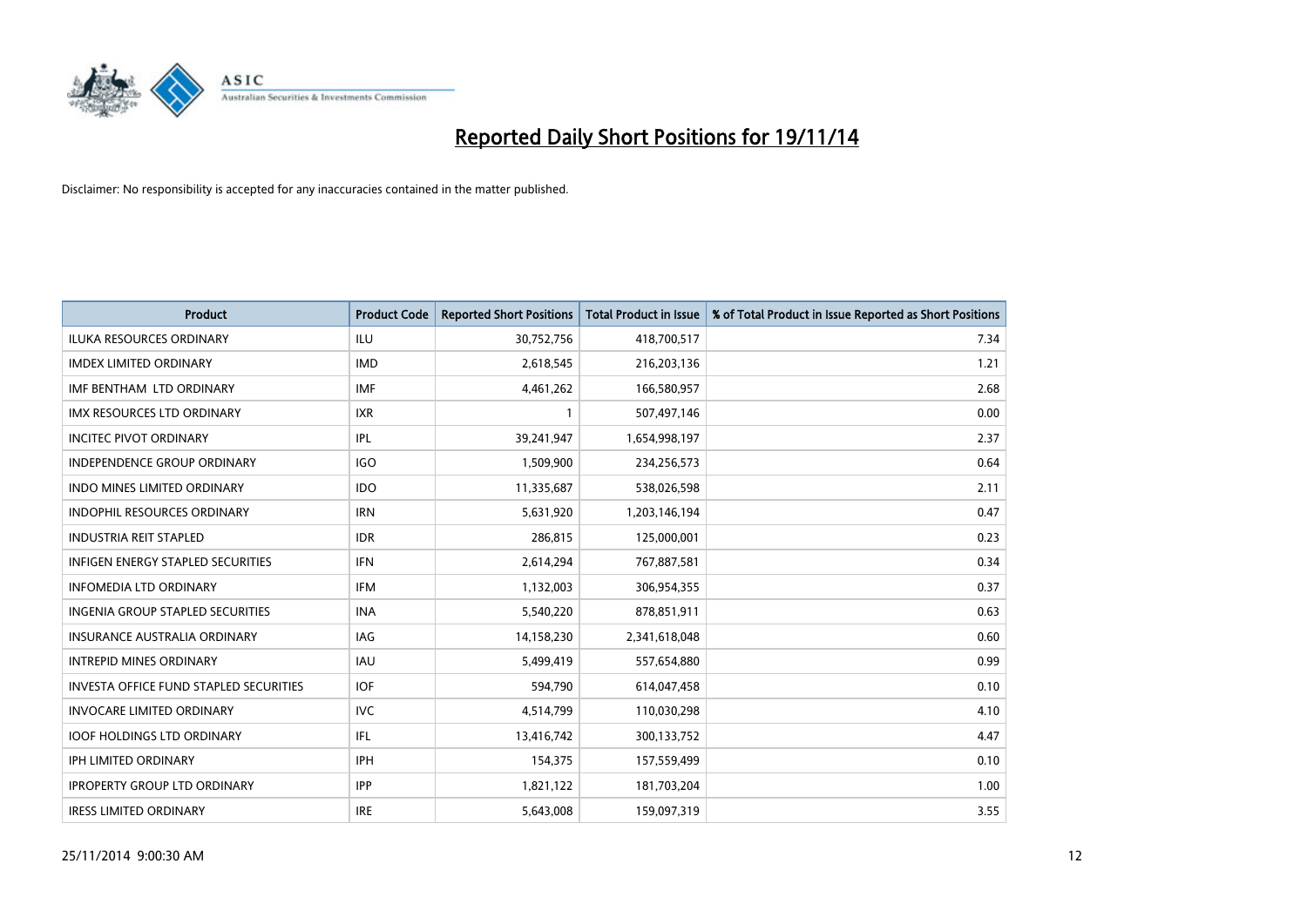# Reported Daily Short Positions for 19/11/14

Disclaimer: No responsibility is accepted for any inaccuracies contained in the matter published.

| Product | Product Code | Reported Short Positions | Total Product in Issue | % of Total Product in Issue Reported as Short Positions |
|---|---|---|---|---|
| ILUKA RESOURCES ORDINARY | ILU | 30,752,756 | 418,700,517 | 7.34 |
| IMDEX LIMITED ORDINARY | IMD | 2,618,545 | 216,203,136 | 1.21 |
| IMF BENTHAM LTD ORDINARY | IMF | 4,461,262 | 166,580,957 | 2.68 |
| IMX RESOURCES LTD ORDINARY | IXR | 1 | 507,497,146 | 0.00 |
| INCITEC PIVOT ORDINARY | IPL | 39,241,947 | 1,654,998,197 | 2.37 |
| INDEPENDENCE GROUP ORDINARY | IGO | 1,509,900 | 234,256,573 | 0.64 |
| INDO MINES LIMITED ORDINARY | IDO | 11,335,687 | 538,026,598 | 2.11 |
| INDOPHIL RESOURCES ORDINARY | IRN | 5,631,920 | 1,203,146,194 | 0.47 |
| INDUSTRIA REIT STAPLED | IDR | 286,815 | 125,000,001 | 0.23 |
| INFIGEN ENERGY STAPLED SECURITIES | IFN | 2,614,294 | 767,887,581 | 0.34 |
| INFOMEDIA LTD ORDINARY | IFM | 1,132,003 | 306,954,355 | 0.37 |
| INGENIA GROUP STAPLED SECURITIES | INA | 5,540,220 | 878,851,911 | 0.63 |
| INSURANCE AUSTRALIA ORDINARY | IAG | 14,158,230 | 2,341,618,048 | 0.60 |
| INTREPID MINES ORDINARY | IAU | 5,499,419 | 557,654,880 | 0.99 |
| INVESTA OFFICE FUND STAPLED SECURITIES | IOF | 594,790 | 614,047,458 | 0.10 |
| INVOCARE LIMITED ORDINARY | IVC | 4,514,799 | 110,030,298 | 4.10 |
| IOOF HOLDINGS LTD ORDINARY | IFL | 13,416,742 | 300,133,752 | 4.47 |
| IPH LIMITED ORDINARY | IPH | 154,375 | 157,559,499 | 0.10 |
| IPROPERTY GROUP LTD ORDINARY | IPP | 1,821,122 | 181,703,204 | 1.00 |
| IRESS LIMITED ORDINARY | IRE | 5,643,008 | 159,097,319 | 3.55 |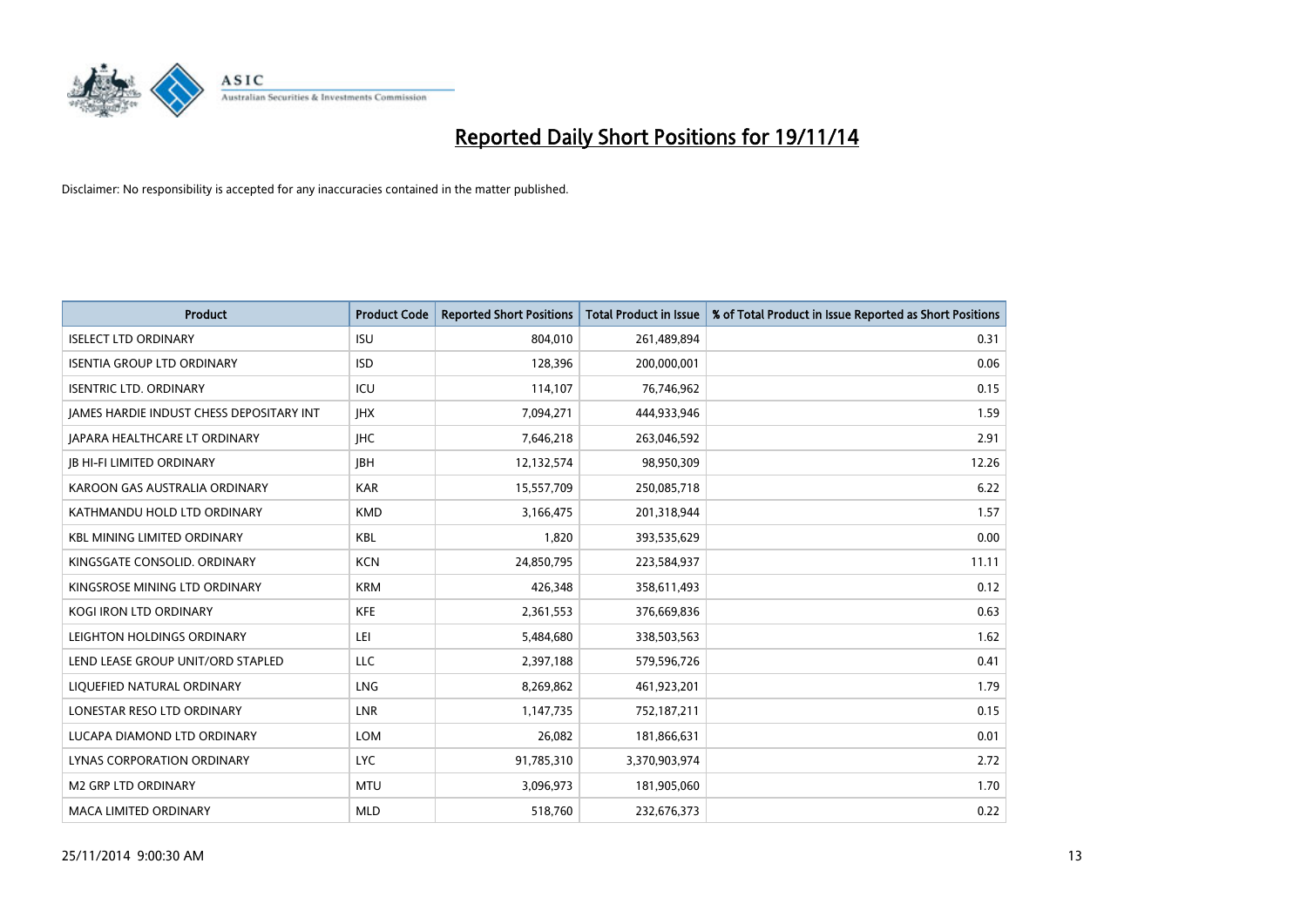# Reported Daily Short Positions for 19/11/14

Disclaimer: No responsibility is accepted for any inaccuracies contained in the matter published.

| Product | Product Code | Reported Short Positions | Total Product in Issue | % of Total Product in Issue Reported as Short Positions |
|---|---|---|---|---|
| ISELECT LTD ORDINARY | ISU | 804,010 | 261,489,894 | 0.31 |
| ISENTIA GROUP LTD ORDINARY | ISD | 128,396 | 200,000,001 | 0.06 |
| ISENTRIC LTD. ORDINARY | ICU | 114,107 | 76,746,962 | 0.15 |
| JAMES HARDIE INDUST CHESS DEPOSITARY INT | JHX | 7,094,271 | 444,933,946 | 1.59 |
| JAPARA HEALTHCARE LT ORDINARY | JHC | 7,646,218 | 263,046,592 | 2.91 |
| JB HI-FI LIMITED ORDINARY | JBH | 12,132,574 | 98,950,309 | 12.26 |
| KAROON GAS AUSTRALIA ORDINARY | KAR | 15,557,709 | 250,085,718 | 6.22 |
| KATHMANDU HOLD LTD ORDINARY | KMD | 3,166,475 | 201,318,944 | 1.57 |
| KBL MINING LIMITED ORDINARY | KBL | 1,820 | 393,535,629 | 0.00 |
| KINGSGATE CONSOLID. ORDINARY | KCN | 24,850,795 | 223,584,937 | 11.11 |
| KINGSROSE MINING LTD ORDINARY | KRM | 426,348 | 358,611,493 | 0.12 |
| KOGI IRON LTD ORDINARY | KFE | 2,361,553 | 376,669,836 | 0.63 |
| LEIGHTON HOLDINGS ORDINARY | LEI | 5,484,680 | 338,503,563 | 1.62 |
| LEND LEASE GROUP UNIT/ORD STAPLED | LLC | 2,397,188 | 579,596,726 | 0.41 |
| LIQUEFIED NATURAL ORDINARY | LNG | 8,269,862 | 461,923,201 | 1.79 |
| LONESTAR RESO LTD ORDINARY | LNR | 1,147,735 | 752,187,211 | 0.15 |
| LUCAPA DIAMOND LTD ORDINARY | LOM | 26,082 | 181,866,631 | 0.01 |
| LYNAS CORPORATION ORDINARY | LYC | 91,785,310 | 3,370,903,974 | 2.72 |
| M2 GRP LTD ORDINARY | MTU | 3,096,973 | 181,905,060 | 1.70 |
| MACA LIMITED ORDINARY | MLD | 518,760 | 232,676,373 | 0.22 |

25/11/2014 9:00:30 AM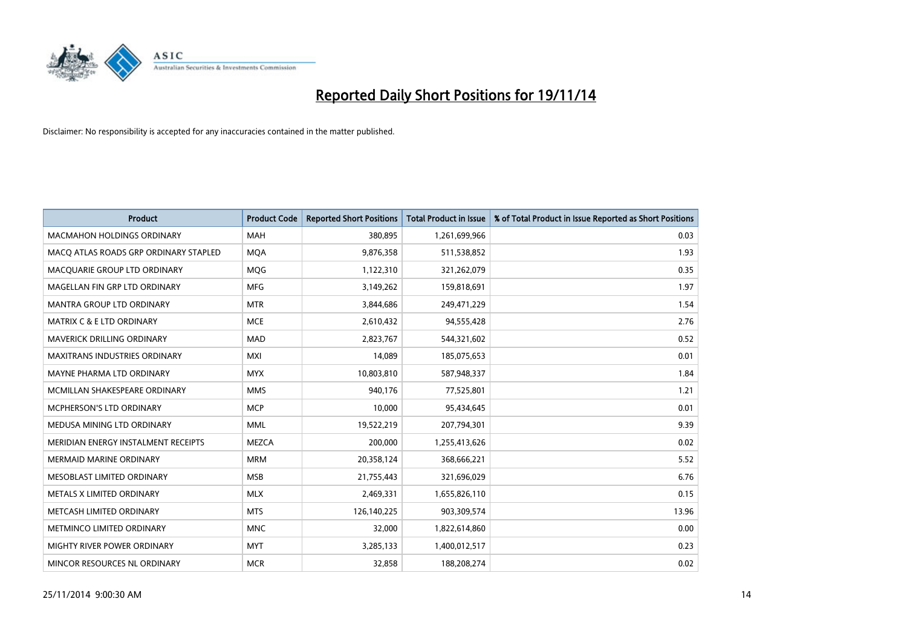# Reported Daily Short Positions for 19/11/14

Disclaimer: No responsibility is accepted for any inaccuracies contained in the matter published.

| Product | Product Code | Reported Short Positions | Total Product in Issue | % of Total Product in Issue Reported as Short Positions |
|---|---|---|---|---|
| MACMAHON HOLDINGS ORDINARY | MAH | 380,895 | 1,261,699,966 | 0.03 |
| MACQ ATLAS ROADS GRP ORDINARY STAPLED | MQA | 9,876,358 | 511,538,852 | 1.93 |
| MACQUARIE GROUP LTD ORDINARY | MQG | 1,122,310 | 321,262,079 | 0.35 |
| MAGELLAN FIN GRP LTD ORDINARY | MFG | 3,149,262 | 159,818,691 | 1.97 |
| MANTRA GROUP LTD ORDINARY | MTR | 3,844,686 | 249,471,229 | 1.54 |
| MATRIX C & E LTD ORDINARY | MCE | 2,610,432 | 94,555,428 | 2.76 |
| MAVERICK DRILLING ORDINARY | MAD | 2,823,767 | 544,321,602 | 0.52 |
| MAXITRANS INDUSTRIES ORDINARY | MXI | 14,089 | 185,075,653 | 0.01 |
| MAYNE PHARMA LTD ORDINARY | MYX | 10,803,810 | 587,948,337 | 1.84 |
| MCMILLAN SHAKESPEARE ORDINARY | MMS | 940,176 | 77,525,801 | 1.21 |
| MCPHERSON'S LTD ORDINARY | MCP | 10,000 | 95,434,645 | 0.01 |
| MEDUSA MINING LTD ORDINARY | MML | 19,522,219 | 207,794,301 | 9.39 |
| MERIDIAN ENERGY INSTALMENT RECEIPTS | MEZCA | 200,000 | 1,255,413,626 | 0.02 |
| MERMAID MARINE ORDINARY | MRM | 20,358,124 | 368,666,221 | 5.52 |
| MESOBLAST LIMITED ORDINARY | MSB | 21,755,443 | 321,696,029 | 6.76 |
| METALS X LIMITED ORDINARY | MLX | 2,469,331 | 1,655,826,110 | 0.15 |
| METCASH LIMITED ORDINARY | MTS | 126,140,225 | 903,309,574 | 13.96 |
| METMINCO LIMITED ORDINARY | MNC | 32,000 | 1,822,614,860 | 0.00 |
| MIGHTY RIVER POWER ORDINARY | MYT | 3,285,133 | 1,400,012,517 | 0.23 |
| MINCOR RESOURCES NL ORDINARY | MCR | 32,858 | 188,208,274 | 0.02 |

25/11/2014 9:00:30 AM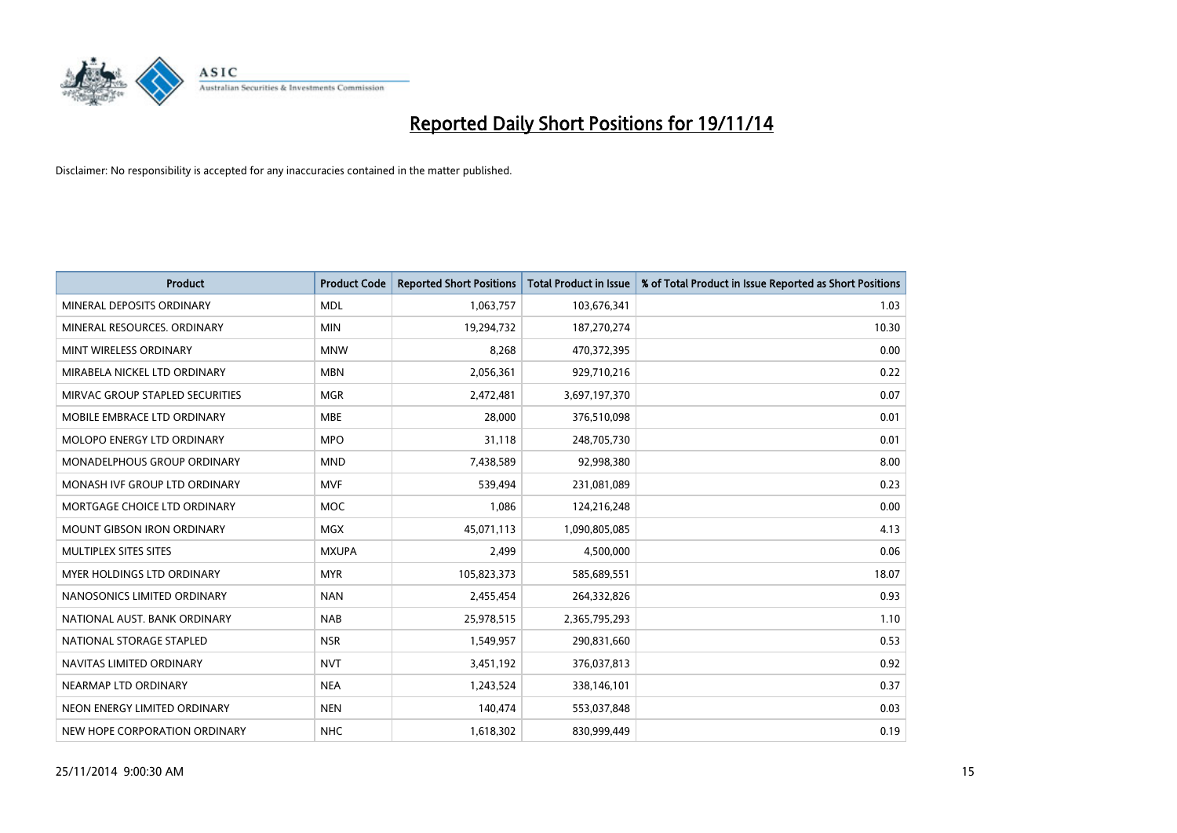# Reported Daily Short Positions for 19/11/14

Disclaimer: No responsibility is accepted for any inaccuracies contained in the matter published.

| Product | Product Code | Reported Short Positions | Total Product in Issue | % of Total Product in Issue Reported as Short Positions |
|---|---|---|---|---|
| MINERAL DEPOSITS ORDINARY | MDL | 1,063,757 | 103,676,341 | 1.03 |
| MINERAL RESOURCES. ORDINARY | MIN | 19,294,732 | 187,270,274 | 10.30 |
| MINT WIRELESS ORDINARY | MNW | 8,268 | 470,372,395 | 0.00 |
| MIRABELA NICKEL LTD ORDINARY | MBN | 2,056,361 | 929,710,216 | 0.22 |
| MIRVAC GROUP STAPLED SECURITIES | MGR | 2,472,481 | 3,697,197,370 | 0.07 |
| MOBILE EMBRACE LTD ORDINARY | MBE | 28,000 | 376,510,098 | 0.01 |
| MOLOPO ENERGY LTD ORDINARY | MPO | 31,118 | 248,705,730 | 0.01 |
| MONADELPHOUS GROUP ORDINARY | MND | 7,438,589 | 92,998,380 | 8.00 |
| MONASH IVF GROUP LTD ORDINARY | MVF | 539,494 | 231,081,089 | 0.23 |
| MORTGAGE CHOICE LTD ORDINARY | MOC | 1,086 | 124,216,248 | 0.00 |
| MOUNT GIBSON IRON ORDINARY | MGX | 45,071,113 | 1,090,805,085 | 4.13 |
| MULTIPLEX SITES SITES | MXUPA | 2,499 | 4,500,000 | 0.06 |
| MYER HOLDINGS LTD ORDINARY | MYR | 105,823,373 | 585,689,551 | 18.07 |
| NANOSONICS LIMITED ORDINARY | NAN | 2,455,454 | 264,332,826 | 0.93 |
| NATIONAL AUST. BANK ORDINARY | NAB | 25,978,515 | 2,365,795,293 | 1.10 |
| NATIONAL STORAGE STAPLED | NSR | 1,549,957 | 290,831,660 | 0.53 |
| NAVITAS LIMITED ORDINARY | NVT | 3,451,192 | 376,037,813 | 0.92 |
| NEARMAP LTD ORDINARY | NEA | 1,243,524 | 338,146,101 | 0.37 |
| NEON ENERGY LIMITED ORDINARY | NEN | 140,474 | 553,037,848 | 0.03 |
| NEW HOPE CORPORATION ORDINARY | NHC | 1,618,302 | 830,999,449 | 0.19 |

25/11/2014 9:00:30 AM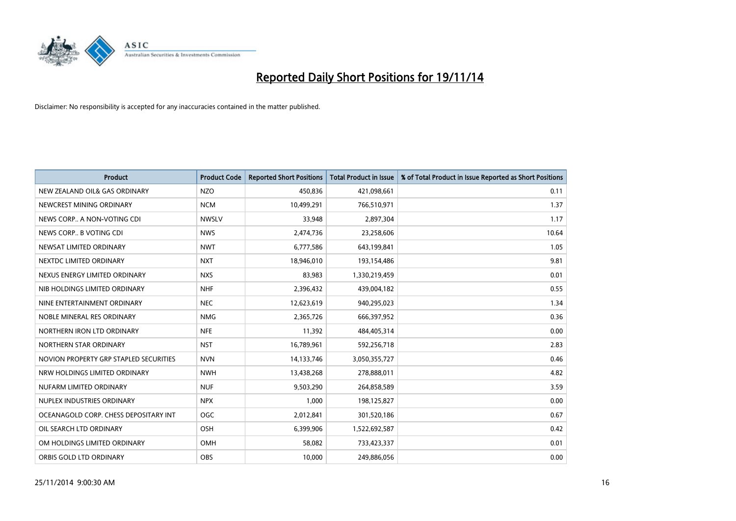# Reported Daily Short Positions for 19/11/14

Disclaimer: No responsibility is accepted for any inaccuracies contained in the matter published.

| Product | Product Code | Reported Short Positions | Total Product in Issue | % of Total Product in Issue Reported as Short Positions |
|---|---|---|---|---|
| NEW ZEALAND OIL& GAS ORDINARY | NZO | 450,836 | 421,098,661 | 0.11 |
| NEWCREST MINING ORDINARY | NCM | 10,499,291 | 766,510,971 | 1.37 |
| NEWS CORP.. A NON-VOTING CDI | NWSLV | 33,948 | 2,897,304 | 1.17 |
| NEWS CORP.. B VOTING CDI | NWS | 2,474,736 | 23,258,606 | 10.64 |
| NEWSAT LIMITED ORDINARY | NWT | 6,777,586 | 643,199,841 | 1.05 |
| NEXTDC LIMITED ORDINARY | NXT | 18,946,010 | 193,154,486 | 9.81 |
| NEXUS ENERGY LIMITED ORDINARY | NXS | 83,983 | 1,330,219,459 | 0.01 |
| NIB HOLDINGS LIMITED ORDINARY | NHF | 2,396,432 | 439,004,182 | 0.55 |
| NINE ENTERTAINMENT ORDINARY | NEC | 12,623,619 | 940,295,023 | 1.34 |
| NOBLE MINERAL RES ORDINARY | NMG | 2,365,726 | 666,397,952 | 0.36 |
| NORTHERN IRON LTD ORDINARY | NFE | 11,392 | 484,405,314 | 0.00 |
| NORTHERN STAR ORDINARY | NST | 16,789,961 | 592,256,718 | 2.83 |
| NOVION PROPERTY GRP STAPLED SECURITIES | NVN | 14,133,746 | 3,050,355,727 | 0.46 |
| NRW HOLDINGS LIMITED ORDINARY | NWH | 13,438,268 | 278,888,011 | 4.82 |
| NUFARM LIMITED ORDINARY | NUF | 9,503,290 | 264,858,589 | 3.59 |
| NUPLEX INDUSTRIES ORDINARY | NPX | 1,000 | 198,125,827 | 0.00 |
| OCEANAGOLD CORP. CHESS DEPOSITARY INT | OGC | 2,012,841 | 301,520,186 | 0.67 |
| OIL SEARCH LTD ORDINARY | OSH | 6,399,906 | 1,522,692,587 | 0.42 |
| OM HOLDINGS LIMITED ORDINARY | OMH | 58,082 | 733,423,337 | 0.01 |
| ORBIS GOLD LTD ORDINARY | OBS | 10,000 | 249,886,056 | 0.00 |

25/11/2014 9:00:30 AM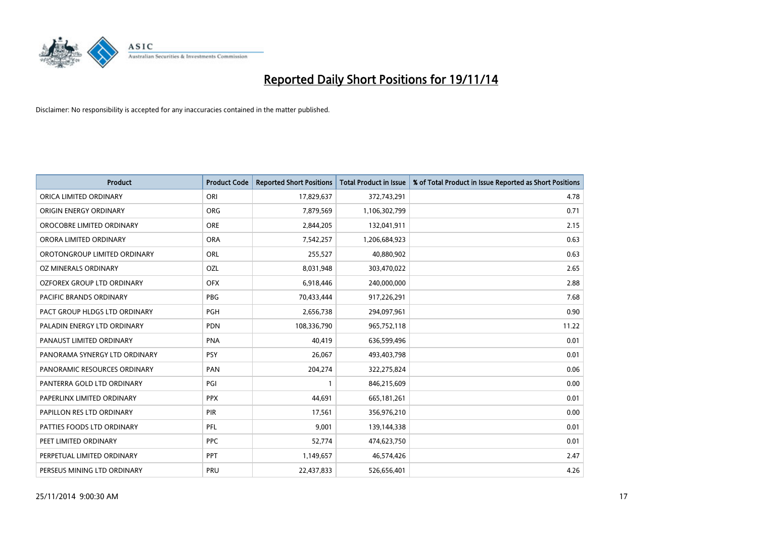# Reported Daily Short Positions for 19/11/14

Disclaimer: No responsibility is accepted for any inaccuracies contained in the matter published.

| Product | Product Code | Reported Short Positions | Total Product in Issue | % of Total Product in Issue Reported as Short Positions |
|---|---|---|---|---|
| ORICA LIMITED ORDINARY | ORI | 17,829,637 | 372,743,291 | 4.78 |
| ORIGIN ENERGY ORDINARY | ORG | 7,879,569 | 1,106,302,799 | 0.71 |
| OROCOBRE LIMITED ORDINARY | ORE | 2,844,205 | 132,041,911 | 2.15 |
| ORORA LIMITED ORDINARY | ORA | 7,542,257 | 1,206,684,923 | 0.63 |
| OROTONGROUP LIMITED ORDINARY | ORL | 255,527 | 40,880,902 | 0.63 |
| OZ MINERALS ORDINARY | OZL | 8,031,948 | 303,470,022 | 2.65 |
| OZFOREX GROUP LTD ORDINARY | OFX | 6,918,446 | 240,000,000 | 2.88 |
| PACIFIC BRANDS ORDINARY | PBG | 70,433,444 | 917,226,291 | 7.68 |
| PACT GROUP HLDGS LTD ORDINARY | PGH | 2,656,738 | 294,097,961 | 0.90 |
| PALADIN ENERGY LTD ORDINARY | PDN | 108,336,790 | 965,752,118 | 11.22 |
| PANAUST LIMITED ORDINARY | PNA | 40,419 | 636,599,496 | 0.01 |
| PANORAMA SYNERGY LTD ORDINARY | PSY | 26,067 | 493,403,798 | 0.01 |
| PANORAMIC RESOURCES ORDINARY | PAN | 204,274 | 322,275,824 | 0.06 |
| PANTERRA GOLD LTD ORDINARY | PGI | 1 | 846,215,609 | 0.00 |
| PAPERLINX LIMITED ORDINARY | PPX | 44,691 | 665,181,261 | 0.01 |
| PAPILLON RES LTD ORDINARY | PIR | 17,561 | 356,976,210 | 0.00 |
| PATTIES FOODS LTD ORDINARY | PFL | 9,001 | 139,144,338 | 0.01 |
| PEET LIMITED ORDINARY | PPC | 52,774 | 474,623,750 | 0.01 |
| PERPETUAL LIMITED ORDINARY | PPT | 1,149,657 | 46,574,426 | 2.47 |
| PERSEUS MINING LTD ORDINARY | PRU | 22,437,833 | 526,656,401 | 4.26 |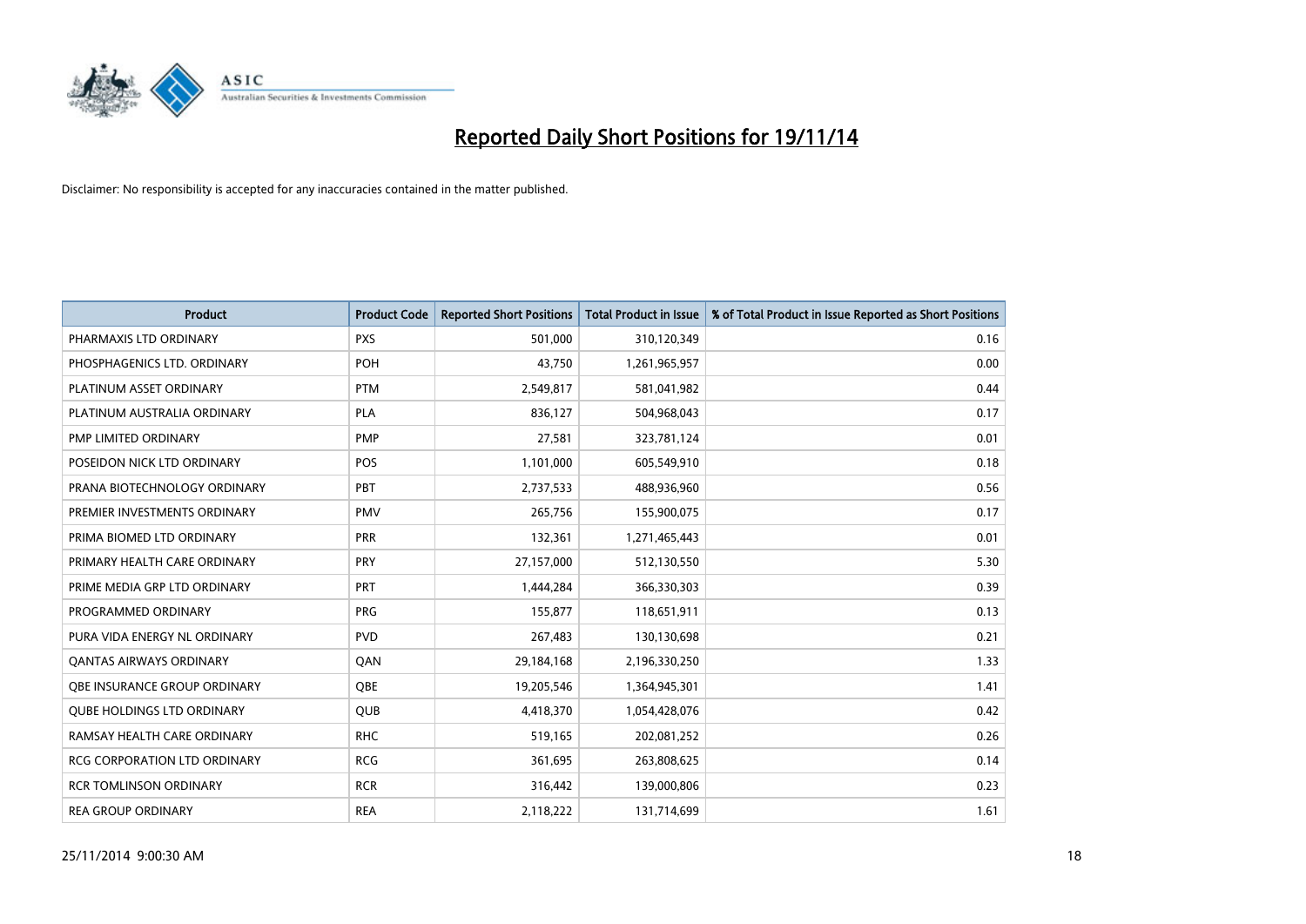# Reported Daily Short Positions for 19/11/14

Disclaimer: No responsibility is accepted for any inaccuracies contained in the matter published.

| Product | Product Code | Reported Short Positions | Total Product in Issue | % of Total Product in Issue Reported as Short Positions |
| --- | --- | --- | --- | --- |
| PHARMAXIS LTD ORDINARY | PXS | 501,000 | 310,120,349 | 0.16 |
| PHOSPHAGENICS LTD. ORDINARY | POH | 43,750 | 1,261,965,957 | 0.00 |
| PLATINUM ASSET ORDINARY | PTM | 2,549,817 | 581,041,982 | 0.44 |
| PLATINUM AUSTRALIA ORDINARY | PLA | 836,127 | 504,968,043 | 0.17 |
| PMP LIMITED ORDINARY | PMP | 27,581 | 323,781,124 | 0.01 |
| POSEIDON NICK LTD ORDINARY | POS | 1,101,000 | 605,549,910 | 0.18 |
| PRANA BIOTECHNOLOGY ORDINARY | PBT | 2,737,533 | 488,936,960 | 0.56 |
| PREMIER INVESTMENTS ORDINARY | PMV | 265,756 | 155,900,075 | 0.17 |
| PRIMA BIOMED LTD ORDINARY | PRR | 132,361 | 1,271,465,443 | 0.01 |
| PRIMARY HEALTH CARE ORDINARY | PRY | 27,157,000 | 512,130,550 | 5.30 |
| PRIME MEDIA GRP LTD ORDINARY | PRT | 1,444,284 | 366,330,303 | 0.39 |
| PROGRAMMED ORDINARY | PRG | 155,877 | 118,651,911 | 0.13 |
| PURA VIDA ENERGY NL ORDINARY | PVD | 267,483 | 130,130,698 | 0.21 |
| QANTAS AIRWAYS ORDINARY | QAN | 29,184,168 | 2,196,330,250 | 1.33 |
| QBE INSURANCE GROUP ORDINARY | QBE | 19,205,546 | 1,364,945,301 | 1.41 |
| QUBE HOLDINGS LTD ORDINARY | QUB | 4,418,370 | 1,054,428,076 | 0.42 |
| RAMSAY HEALTH CARE ORDINARY | RHC | 519,165 | 202,081,252 | 0.26 |
| RCG CORPORATION LTD ORDINARY | RCG | 361,695 | 263,808,625 | 0.14 |
| RCR TOMLINSON ORDINARY | RCR | 316,442 | 139,000,806 | 0.23 |
| REA GROUP ORDINARY | REA | 2,118,222 | 131,714,699 | 1.61 |

25/11/2014 9:00:30 AM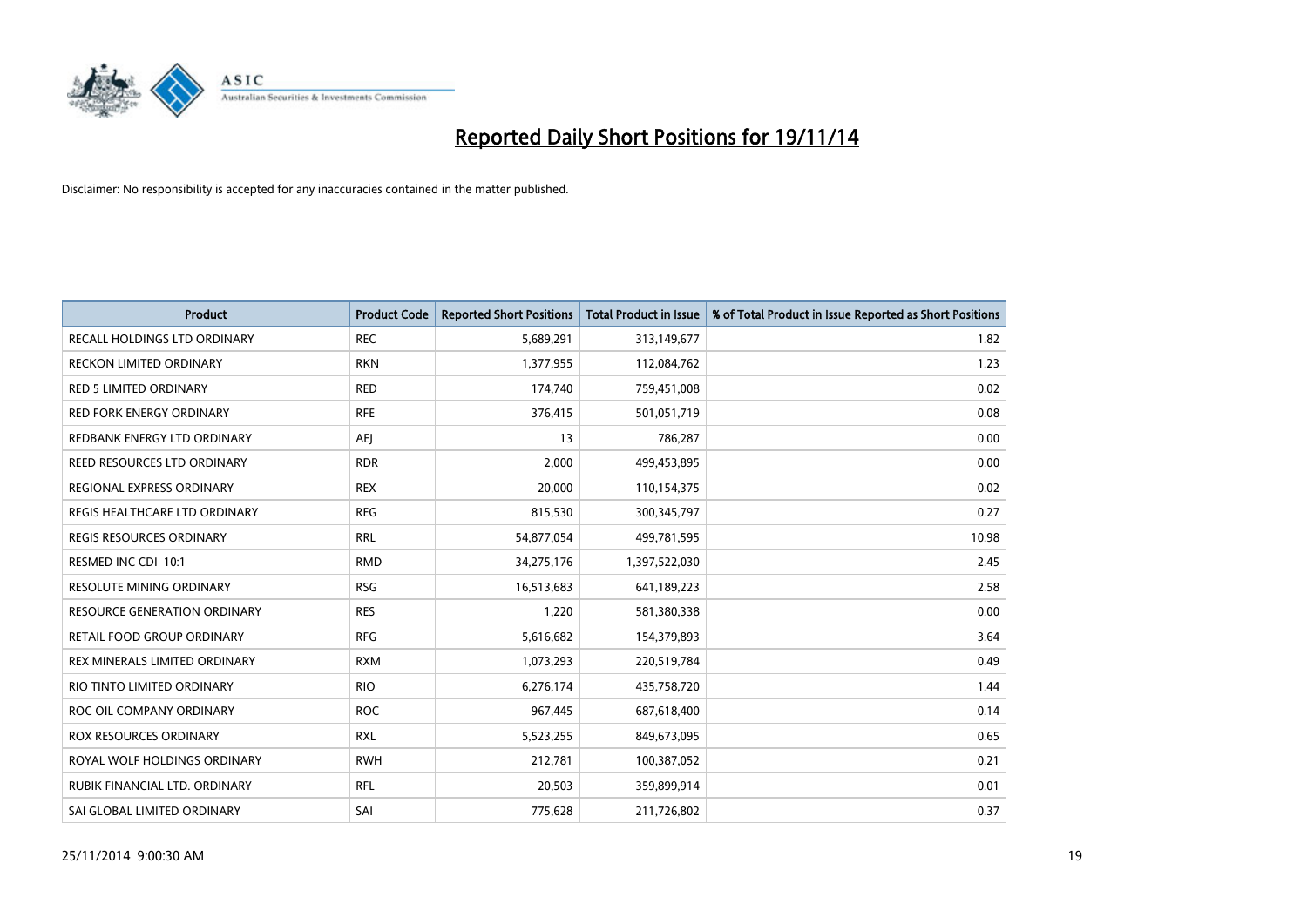# Reported Daily Short Positions for 19/11/14

Disclaimer: No responsibility is accepted for any inaccuracies contained in the matter published.

| Product | Product Code | Reported Short Positions | Total Product in Issue | % of Total Product in Issue Reported as Short Positions |
|---|---|---|---|---|
| RECALL HOLDINGS LTD ORDINARY | REC | 5,689,291 | 313,149,677 | 1.82 |
| RECKON LIMITED ORDINARY | RKN | 1,377,955 | 112,084,762 | 1.23 |
| RED 5 LIMITED ORDINARY | RED | 174,740 | 759,451,008 | 0.02 |
| RED FORK ENERGY ORDINARY | RFE | 376,415 | 501,051,719 | 0.08 |
| REDBANK ENERGY LTD ORDINARY | AEJ | 13 | 786,287 | 0.00 |
| REED RESOURCES LTD ORDINARY | RDR | 2,000 | 499,453,895 | 0.00 |
| REGIONAL EXPRESS ORDINARY | REX | 20,000 | 110,154,375 | 0.02 |
| REGIS HEALTHCARE LTD ORDINARY | REG | 815,530 | 300,345,797 | 0.27 |
| REGIS RESOURCES ORDINARY | RRL | 54,877,054 | 499,781,595 | 10.98 |
| RESMED INC CDI 10:1 | RMD | 34,275,176 | 1,397,522,030 | 2.45 |
| RESOLUTE MINING ORDINARY | RSG | 16,513,683 | 641,189,223 | 2.58 |
| RESOURCE GENERATION ORDINARY | RES | 1,220 | 581,380,338 | 0.00 |
| RETAIL FOOD GROUP ORDINARY | RFG | 5,616,682 | 154,379,893 | 3.64 |
| REX MINERALS LIMITED ORDINARY | RXM | 1,073,293 | 220,519,784 | 0.49 |
| RIO TINTO LIMITED ORDINARY | RIO | 6,276,174 | 435,758,720 | 1.44 |
| ROC OIL COMPANY ORDINARY | ROC | 967,445 | 687,618,400 | 0.14 |
| ROX RESOURCES ORDINARY | RXL | 5,523,255 | 849,673,095 | 0.65 |
| ROYAL WOLF HOLDINGS ORDINARY | RWH | 212,781 | 100,387,052 | 0.21 |
| RUBIK FINANCIAL LTD. ORDINARY | RFL | 20,503 | 359,899,914 | 0.01 |
| SAI GLOBAL LIMITED ORDINARY | SAI | 775,628 | 211,726,802 | 0.37 |

25/11/2014 9:00:30 AM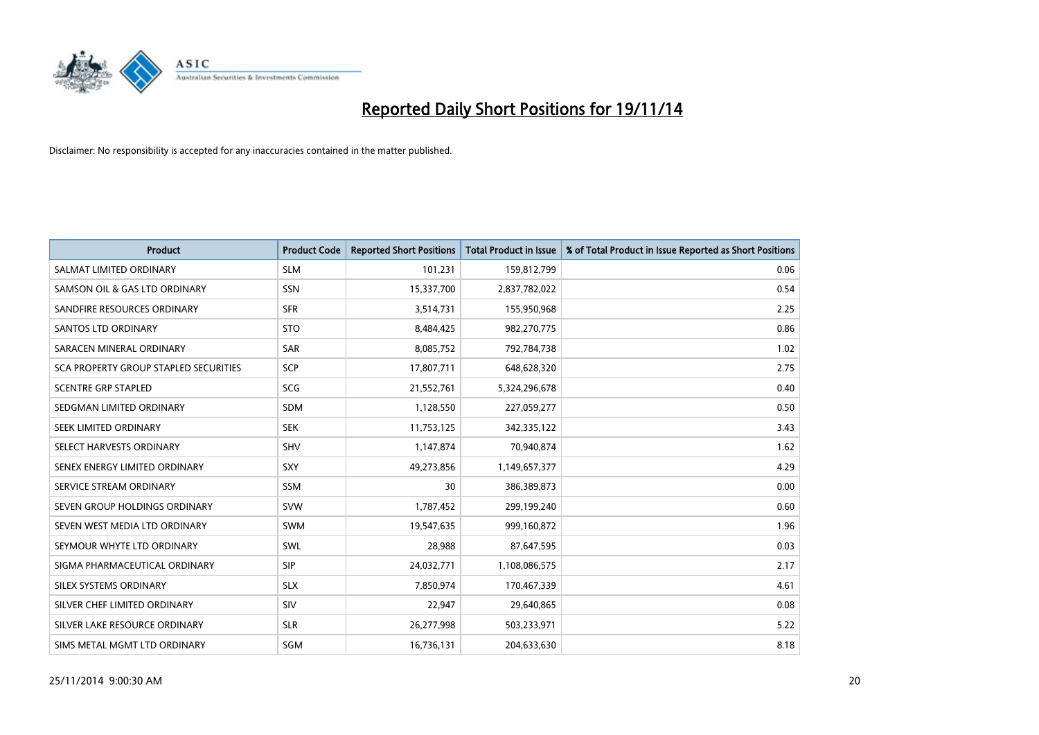# Reported Daily Short Positions for 19/11/14

Disclaimer: No responsibility is accepted for any inaccuracies contained in the matter published.

| Product | Product Code | Reported Short Positions | Total Product in Issue | % of Total Product in Issue Reported as Short Positions |
|---|---|---|---|---|
| SALMAT LIMITED ORDINARY | SLM | 101,231 | 159,812,799 | 0.06 |
| SAMSON OIL & GAS LTD ORDINARY | SSN | 15,337,700 | 2,837,782,022 | 0.54 |
| SANDFIRE RESOURCES ORDINARY | SFR | 3,514,731 | 155,950,968 | 2.25 |
| SANTOS LTD ORDINARY | STO | 8,484,425 | 982,270,775 | 0.86 |
| SARACEN MINERAL ORDINARY | SAR | 8,085,752 | 792,784,738 | 1.02 |
| SCA PROPERTY GROUP STAPLED SECURITIES | SCP | 17,807,711 | 648,628,320 | 2.75 |
| SCENTRE GRP STAPLED | SCG | 21,552,761 | 5,324,296,678 | 0.40 |
| SEDGMAN LIMITED ORDINARY | SDM | 1,128,550 | 227,059,277 | 0.50 |
| SEEK LIMITED ORDINARY | SEK | 11,753,125 | 342,335,122 | 3.43 |
| SELECT HARVESTS ORDINARY | SHV | 1,147,874 | 70,940,874 | 1.62 |
| SENEX ENERGY LIMITED ORDINARY | SXY | 49,273,856 | 1,149,657,377 | 4.29 |
| SERVICE STREAM ORDINARY | SSM | 30 | 386,389,873 | 0.00 |
| SEVEN GROUP HOLDINGS ORDINARY | SVW | 1,787,452 | 299,199,240 | 0.60 |
| SEVEN WEST MEDIA LTD ORDINARY | SWM | 19,547,635 | 999,160,872 | 1.96 |
| SEYMOUR WHYTE LTD ORDINARY | SWL | 28,988 | 87,647,595 | 0.03 |
| SIGMA PHARMACEUTICAL ORDINARY | SIP | 24,032,771 | 1,108,086,575 | 2.17 |
| SILEX SYSTEMS ORDINARY | SLX | 7,850,974 | 170,467,339 | 4.61 |
| SILVER CHEF LIMITED ORDINARY | SIV | 22,947 | 29,640,865 | 0.08 |
| SILVER LAKE RESOURCE ORDINARY | SLR | 26,277,998 | 503,233,971 | 5.22 |
| SIMS METAL MGMT LTD ORDINARY | SGM | 16,736,131 | 204,633,630 | 8.18 |

25/11/2014 9:00:30 AM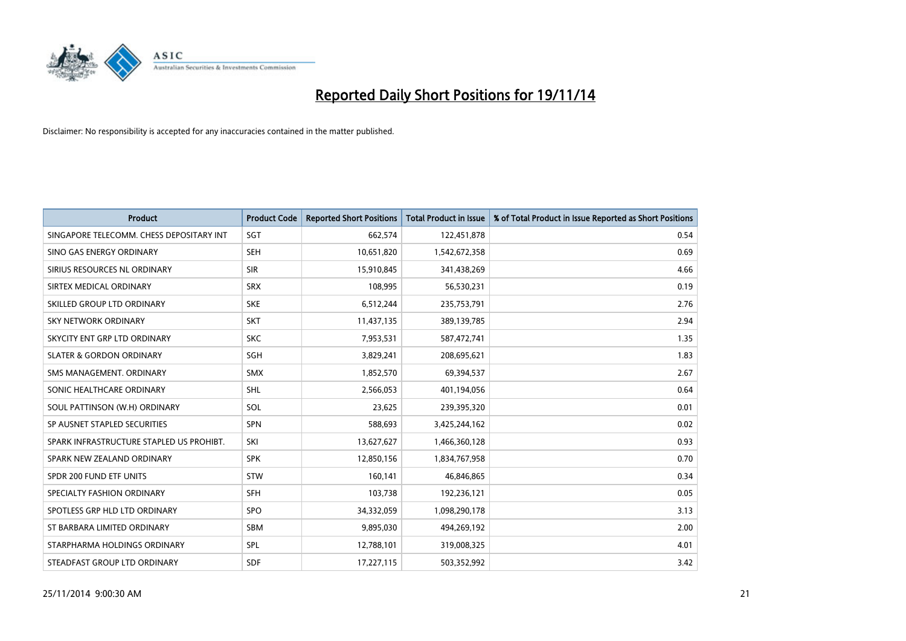# Reported Daily Short Positions for 19/11/14

Disclaimer: No responsibility is accepted for any inaccuracies contained in the matter published.

| Product | Product Code | Reported Short Positions | Total Product in Issue | % of Total Product in Issue Reported as Short Positions |
|---|---|---|---|---|
| SINGAPORE TELECOMM. CHESS DEPOSITARY INT | SGT | 662,574 | 122,451,878 | 0.54 |
| SINO GAS ENERGY ORDINARY | SEH | 10,651,820 | 1,542,672,358 | 0.69 |
| SIRIUS RESOURCES NL ORDINARY | SIR | 15,910,845 | 341,438,269 | 4.66 |
| SIRTEX MEDICAL ORDINARY | SRX | 108,995 | 56,530,231 | 0.19 |
| SKILLED GROUP LTD ORDINARY | SKE | 6,512,244 | 235,753,791 | 2.76 |
| SKY NETWORK ORDINARY | SKT | 11,437,135 | 389,139,785 | 2.94 |
| SKYCITY ENT GRP LTD ORDINARY | SKC | 7,953,531 | 587,472,741 | 1.35 |
| SLATER & GORDON ORDINARY | SGH | 3,829,241 | 208,695,621 | 1.83 |
| SMS MANAGEMENT. ORDINARY | SMX | 1,852,570 | 69,394,537 | 2.67 |
| SONIC HEALTHCARE ORDINARY | SHL | 2,566,053 | 401,194,056 | 0.64 |
| SOUL PATTINSON (W.H) ORDINARY | SOL | 23,625 | 239,395,320 | 0.01 |
| SP AUSNET STAPLED SECURITIES | SPN | 588,693 | 3,425,244,162 | 0.02 |
| SPARK INFRASTRUCTURE STAPLED US PROHIBT. | SKI | 13,627,627 | 1,466,360,128 | 0.93 |
| SPARK NEW ZEALAND ORDINARY | SPK | 12,850,156 | 1,834,767,958 | 0.70 |
| SPDR 200 FUND ETF UNITS | STW | 160,141 | 46,846,865 | 0.34 |
| SPECIALTY FASHION ORDINARY | SFH | 103,738 | 192,236,121 | 0.05 |
| SPOTLESS GRP HLD LTD ORDINARY | SPO | 34,332,059 | 1,098,290,178 | 3.13 |
| ST BARBARA LIMITED ORDINARY | SBM | 9,895,030 | 494,269,192 | 2.00 |
| STARPHARMA HOLDINGS ORDINARY | SPL | 12,788,101 | 319,008,325 | 4.01 |
| STEADFAST GROUP LTD ORDINARY | SDF | 17,227,115 | 503,352,992 | 3.42 |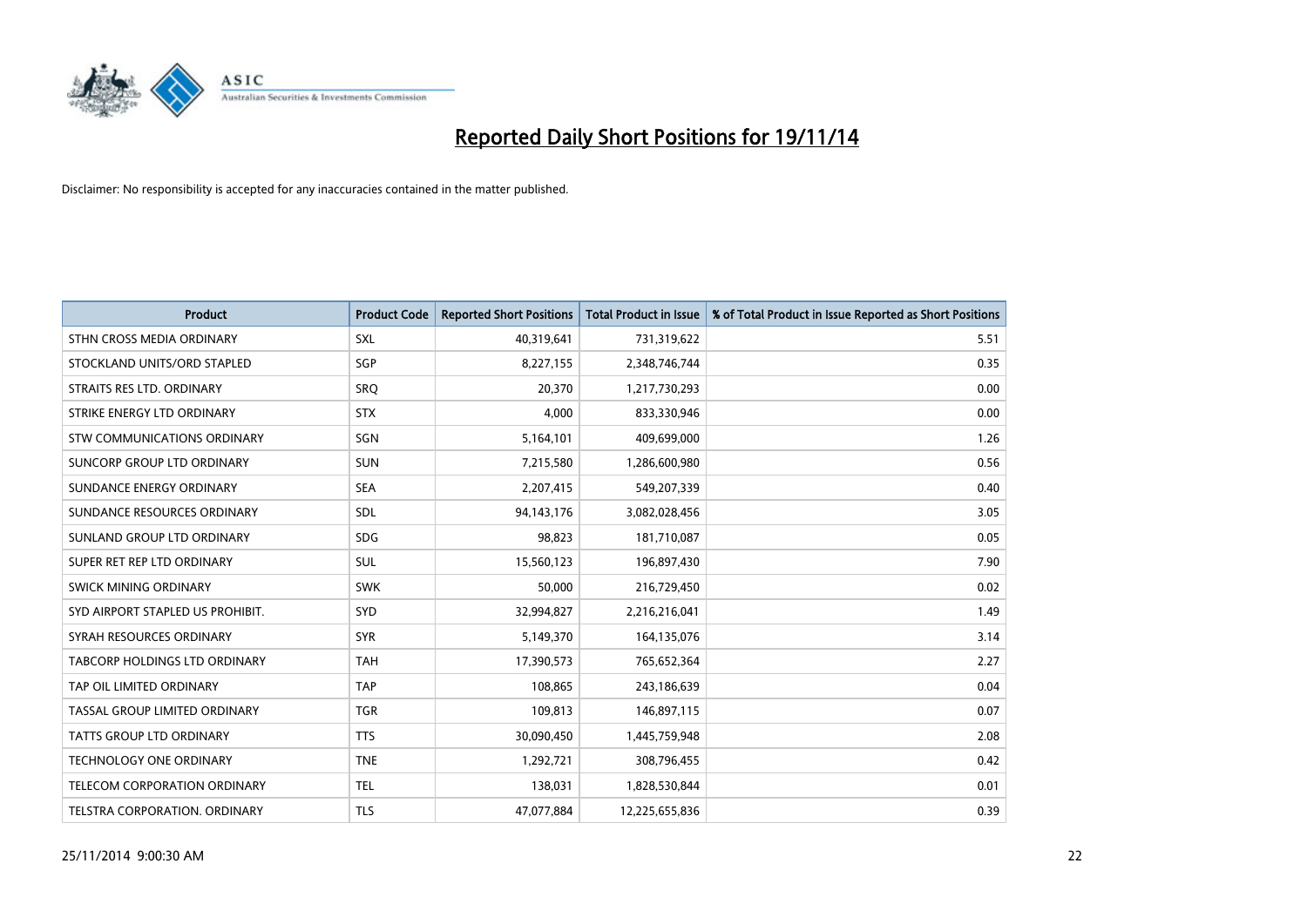# Reported Daily Short Positions for 19/11/14

Disclaimer: No responsibility is accepted for any inaccuracies contained in the matter published.

| Product | Product Code | Reported Short Positions | Total Product in Issue | % of Total Product in Issue Reported as Short Positions |
|---|---|---|---|---|
| STHN CROSS MEDIA ORDINARY | SXL | 40,319,641 | 731,319,622 | 5.51 |
| STOCKLAND UNITS/ORD STAPLED | SGP | 8,227,155 | 2,348,746,744 | 0.35 |
| STRAITS RES LTD. ORDINARY | SRQ | 20,370 | 1,217,730,293 | 0.00 |
| STRIKE ENERGY LTD ORDINARY | STX | 4,000 | 833,330,946 | 0.00 |
| STW COMMUNICATIONS ORDINARY | SGN | 5,164,101 | 409,699,000 | 1.26 |
| SUNCORP GROUP LTD ORDINARY | SUN | 7,215,580 | 1,286,600,980 | 0.56 |
| SUNDANCE ENERGY ORDINARY | SEA | 2,207,415 | 549,207,339 | 0.40 |
| SUNDANCE RESOURCES ORDINARY | SDL | 94,143,176 | 3,082,028,456 | 3.05 |
| SUNLAND GROUP LTD ORDINARY | SDG | 98,823 | 181,710,087 | 0.05 |
| SUPER RET REP LTD ORDINARY | SUL | 15,560,123 | 196,897,430 | 7.90 |
| SWICK MINING ORDINARY | SWK | 50,000 | 216,729,450 | 0.02 |
| SYD AIRPORT STAPLED US PROHIBIT. | SYD | 32,994,827 | 2,216,216,041 | 1.49 |
| SYRAH RESOURCES ORDINARY | SYR | 5,149,370 | 164,135,076 | 3.14 |
| TABCORP HOLDINGS LTD ORDINARY | TAH | 17,390,573 | 765,652,364 | 2.27 |
| TAP OIL LIMITED ORDINARY | TAP | 108,865 | 243,186,639 | 0.04 |
| TASSAL GROUP LIMITED ORDINARY | TGR | 109,813 | 146,897,115 | 0.07 |
| TATTS GROUP LTD ORDINARY | TTS | 30,090,450 | 1,445,759,948 | 2.08 |
| TECHNOLOGY ONE ORDINARY | TNE | 1,292,721 | 308,796,455 | 0.42 |
| TELECOM CORPORATION ORDINARY | TEL | 138,031 | 1,828,530,844 | 0.01 |
| TELSTRA CORPORATION. ORDINARY | TLS | 47,077,884 | 12,225,655,836 | 0.39 |

25/11/2014 9:00:30 AM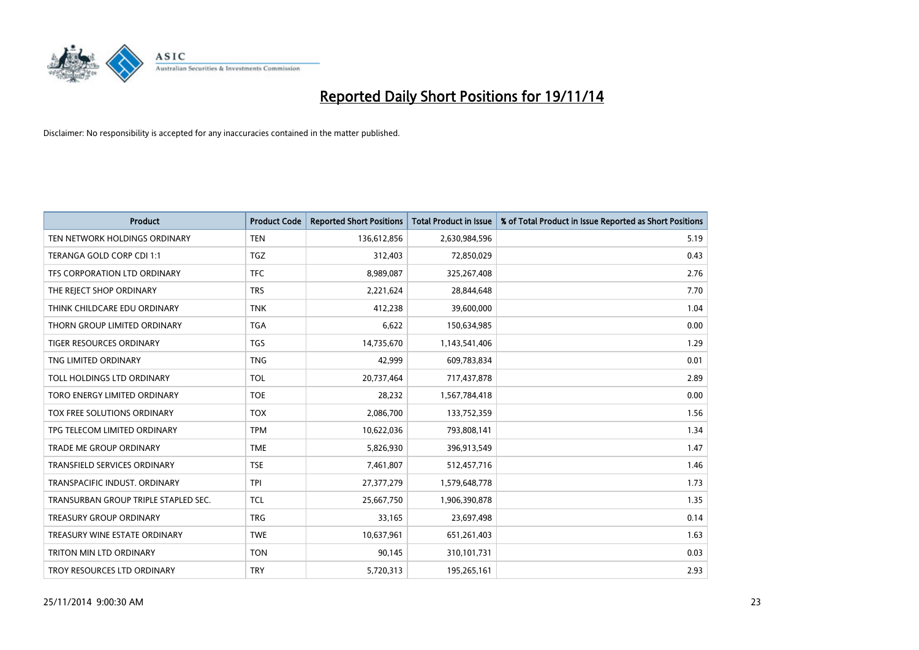# Reported Daily Short Positions for 19/11/14

Disclaimer: No responsibility is accepted for any inaccuracies contained in the matter published.

| Product | Product Code | Reported Short Positions | Total Product in Issue | % of Total Product in Issue Reported as Short Positions |
| --- | --- | --- | --- | --- |
| TEN NETWORK HOLDINGS ORDINARY | TEN | 136,612,856 | 2,630,984,596 | 5.19 |
| TERANGA GOLD CORP CDI 1:1 | TGZ | 312,403 | 72,850,029 | 0.43 |
| TFS CORPORATION LTD ORDINARY | TFC | 8,989,087 | 325,267,408 | 2.76 |
| THE REJECT SHOP ORDINARY | TRS | 2,221,624 | 28,844,648 | 7.70 |
| THINK CHILDCARE EDU ORDINARY | TNK | 412,238 | 39,600,000 | 1.04 |
| THORN GROUP LIMITED ORDINARY | TGA | 6,622 | 150,634,985 | 0.00 |
| TIGER RESOURCES ORDINARY | TGS | 14,735,670 | 1,143,541,406 | 1.29 |
| TNG LIMITED ORDINARY | TNG | 42,999 | 609,783,834 | 0.01 |
| TOLL HOLDINGS LTD ORDINARY | TOL | 20,737,464 | 717,437,878 | 2.89 |
| TORO ENERGY LIMITED ORDINARY | TOE | 28,232 | 1,567,784,418 | 0.00 |
| TOX FREE SOLUTIONS ORDINARY | TOX | 2,086,700 | 133,752,359 | 1.56 |
| TPG TELECOM LIMITED ORDINARY | TPM | 10,622,036 | 793,808,141 | 1.34 |
| TRADE ME GROUP ORDINARY | TME | 5,826,930 | 396,913,549 | 1.47 |
| TRANSFIELD SERVICES ORDINARY | TSE | 7,461,807 | 512,457,716 | 1.46 |
| TRANSPACIFIC INDUST. ORDINARY | TPI | 27,377,279 | 1,579,648,778 | 1.73 |
| TRANSURBAN GROUP TRIPLE STAPLED SEC. | TCL | 25,667,750 | 1,906,390,878 | 1.35 |
| TREASURY GROUP ORDINARY | TRG | 33,165 | 23,697,498 | 0.14 |
| TREASURY WINE ESTATE ORDINARY | TWE | 10,637,961 | 651,261,403 | 1.63 |
| TRITON MIN LTD ORDINARY | TON | 90,145 | 310,101,731 | 0.03 |
| TROY RESOURCES LTD ORDINARY | TRY | 5,720,313 | 195,265,161 | 2.93 |

25/11/2014 9:00:30 AM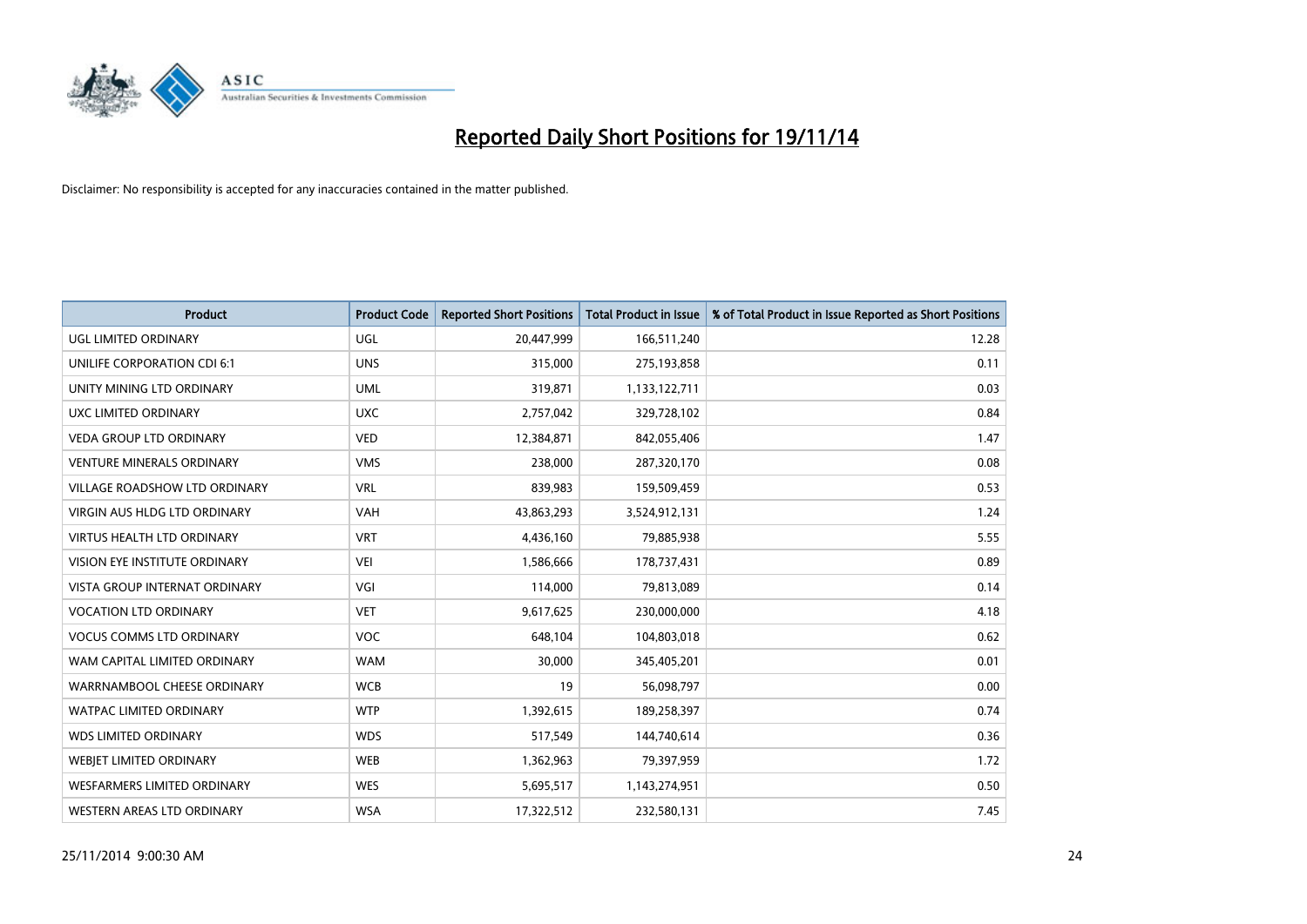# Reported Daily Short Positions for 19/11/14

Disclaimer: No responsibility is accepted for any inaccuracies contained in the matter published.

| Product | Product Code | Reported Short Positions | Total Product in Issue | % of Total Product in Issue Reported as Short Positions |
|---|---|---|---|---|
| UGL LIMITED ORDINARY | UGL | 20,447,999 | 166,511,240 | 12.28 |
| UNILIFE CORPORATION CDI 6:1 | UNS | 315,000 | 275,193,858 | 0.11 |
| UNITY MINING LTD ORDINARY | UML | 319,871 | 1,133,122,711 | 0.03 |
| UXC LIMITED ORDINARY | UXC | 2,757,042 | 329,728,102 | 0.84 |
| VEDA GROUP LTD ORDINARY | VED | 12,384,871 | 842,055,406 | 1.47 |
| VENTURE MINERALS ORDINARY | VMS | 238,000 | 287,320,170 | 0.08 |
| VILLAGE ROADSHOW LTD ORDINARY | VRL | 839,983 | 159,509,459 | 0.53 |
| VIRGIN AUS HLDG LTD ORDINARY | VAH | 43,863,293 | 3,524,912,131 | 1.24 |
| VIRTUS HEALTH LTD ORDINARY | VRT | 4,436,160 | 79,885,938 | 5.55 |
| VISION EYE INSTITUTE ORDINARY | VEI | 1,586,666 | 178,737,431 | 0.89 |
| VISTA GROUP INTERNAT ORDINARY | VGI | 114,000 | 79,813,089 | 0.14 |
| VOCATION LTD ORDINARY | VET | 9,617,625 | 230,000,000 | 4.18 |
| VOCUS COMMS LTD ORDINARY | VOC | 648,104 | 104,803,018 | 0.62 |
| WAM CAPITAL LIMITED ORDINARY | WAM | 30,000 | 345,405,201 | 0.01 |
| WARRNAMBOOL CHEESE ORDINARY | WCB | 19 | 56,098,797 | 0.00 |
| WATPAC LIMITED ORDINARY | WTP | 1,392,615 | 189,258,397 | 0.74 |
| WDS LIMITED ORDINARY | WDS | 517,549 | 144,740,614 | 0.36 |
| WEBJET LIMITED ORDINARY | WEB | 1,362,963 | 79,397,959 | 1.72 |
| WESFARMERS LIMITED ORDINARY | WES | 5,695,517 | 1,143,274,951 | 0.50 |
| WESTERN AREAS LTD ORDINARY | WSA | 17,322,512 | 232,580,131 | 7.45 |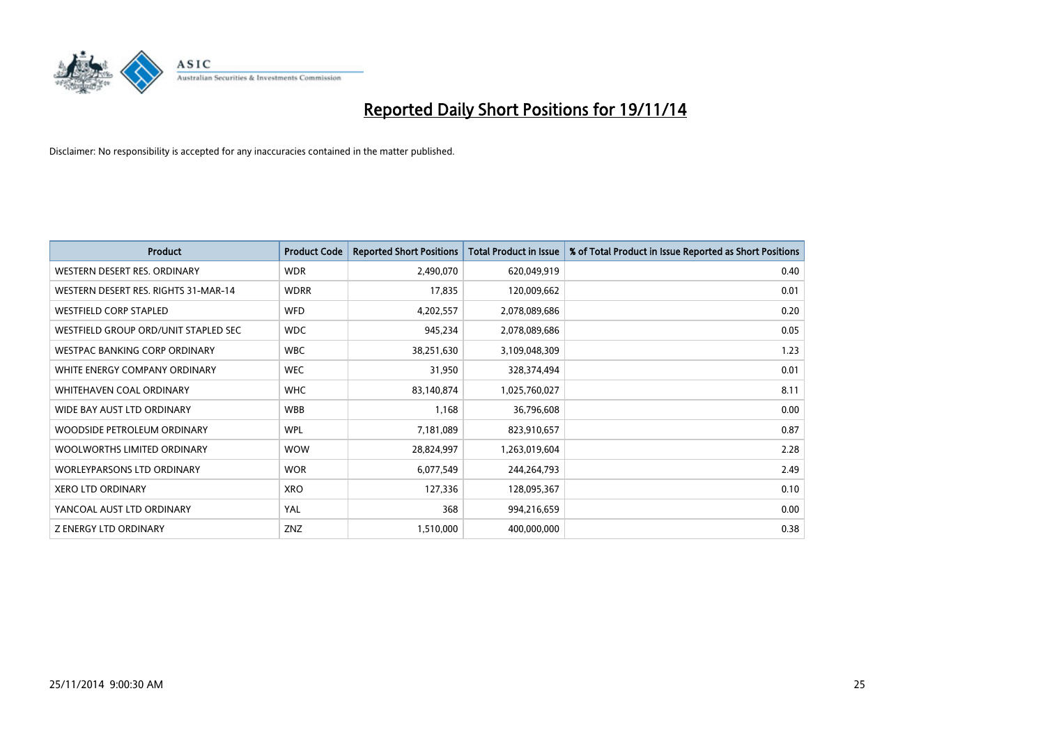# Reported Daily Short Positions for 19/11/14

Disclaimer: No responsibility is accepted for any inaccuracies contained in the matter published.

| Product | Product Code | Reported Short Positions | Total Product in Issue | % of Total Product in Issue Reported as Short Positions |
|---|---|---|---|---|
| WESTERN DESERT RES. ORDINARY | WDR | 2,490,070 | 620,049,919 | 0.40 |
| WESTERN DESERT RES. RIGHTS 31-MAR-14 | WDRR | 17,835 | 120,009,662 | 0.01 |
| WESTFIELD CORP STAPLED | WFD | 4,202,557 | 2,078,089,686 | 0.20 |
| WESTFIELD GROUP ORD/UNIT STAPLED SEC | WDC | 945,234 | 2,078,089,686 | 0.05 |
| WESTPAC BANKING CORP ORDINARY | WBC | 38,251,630 | 3,109,048,309 | 1.23 |
| WHITE ENERGY COMPANY ORDINARY | WEC | 31,950 | 328,374,494 | 0.01 |
| WHITEHAVEN COAL ORDINARY | WHC | 83,140,874 | 1,025,760,027 | 8.11 |
| WIDE BAY AUST LTD ORDINARY | WBB | 1,168 | 36,796,608 | 0.00 |
| WOODSIDE PETROLEUM ORDINARY | WPL | 7,181,089 | 823,910,657 | 0.87 |
| WOOLWORTHS LIMITED ORDINARY | WOW | 28,824,997 | 1,263,019,604 | 2.28 |
| WORLEYPARSONS LTD ORDINARY | WOR | 6,077,549 | 244,264,793 | 2.49 |
| XERO LTD ORDINARY | XRO | 127,336 | 128,095,367 | 0.10 |
| YANCOAL AUST LTD ORDINARY | YAL | 368 | 994,216,659 | 0.00 |
| Z ENERGY LTD ORDINARY | ZNZ | 1,510,000 | 400,000,000 | 0.38 |